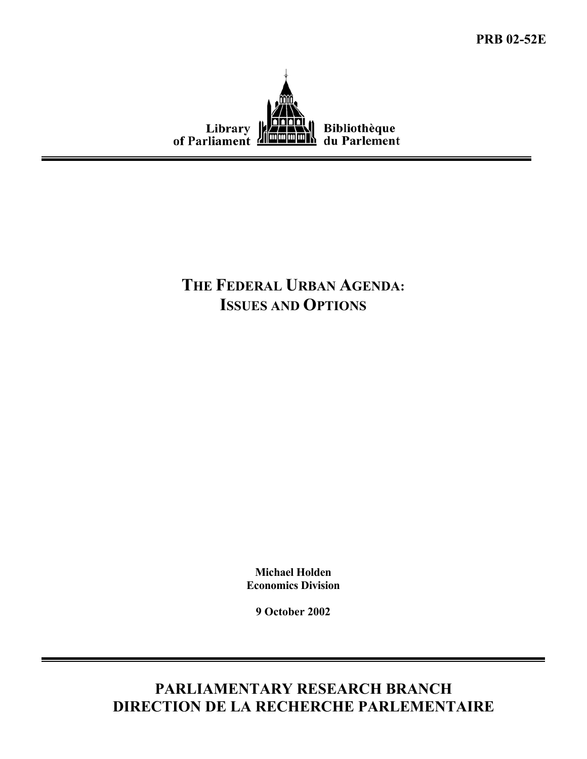PRB 02-52E

Library of Parliament

Bibliothèque du Parlement

# THE FEDERAL URBAN AGENDA: ISSUES AND OPTIONS

**Michael Holden**
**Economics Division**

**9 October 2002**

## PARLIAMENTARY RESEARCH BRANCH
## DIRECTION DE LA RECHERCHE PARLEMENTAIRE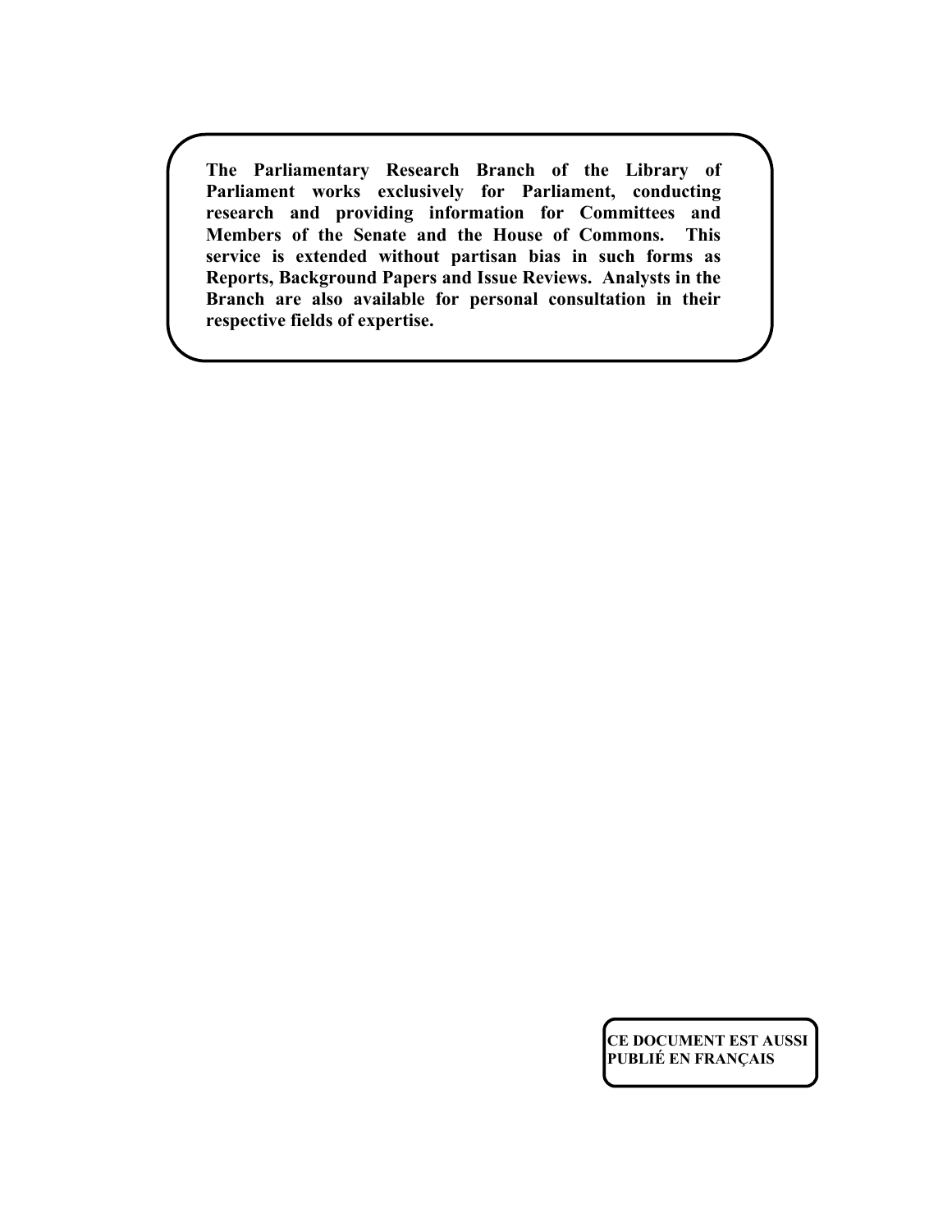**The Parliamentary Research Branch of the Library of Parliament works exclusively for Parliament, conducting research and providing information for Committees and Members of the Senate and the House of Commons. This service is extended without partisan bias in such forms as Reports, Background Papers and Issue Reviews. Analysts in the Branch are also available for personal consultation in their respective fields of expertise.**

**CE DOCUMENT EST AUSSI PUBLIÉ EN FRANÇAIS**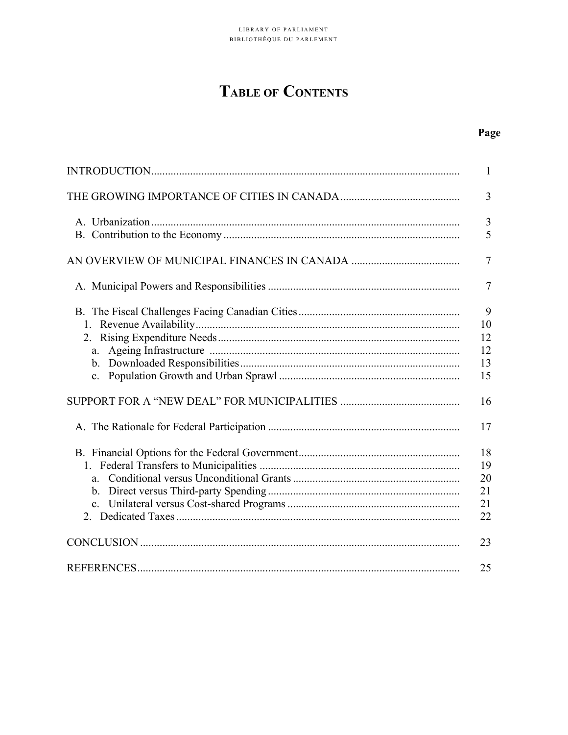# TABLE OF CONTENTS

| | Page |
|---|---|
| INTRODUCTION | 1 |
| THE GROWING IMPORTANCE OF CITIES IN CANADA | 3 |
| A. Urbanization | 3 |
| B. Contribution to the Economy | 5 |
| AN OVERVIEW OF MUNICIPAL FINANCES IN CANADA | 7 |
| A. Municipal Powers and Responsibilities | 7 |
| B. The Fiscal Challenges Facing Canadian Cities | 9 |
| 1. Revenue Availability | 10 |
| 2. Rising Expenditure Needs | 12 |
| a. Ageing Infrastructure | 12 |
| b. Downloaded Responsibilities | 13 |
| c. Population Growth and Urban Sprawl | 15 |
| SUPPORT FOR A "NEW DEAL" FOR MUNICIPALITIES | 16 |
| A. The Rationale for Federal Participation | 17 |
| B. Financial Options for the Federal Government | 18 |
| 1. Federal Transfers to Municipalities | 19 |
| a. Conditional versus Unconditional Grants | 20 |
| b. Direct versus Third-party Spending | 21 |
| c. Unilateral versus Cost-shared Programs | 21 |
| 2. Dedicated Taxes | 22 |
| CONCLUSION | 23 |
| REFERENCES | 25 |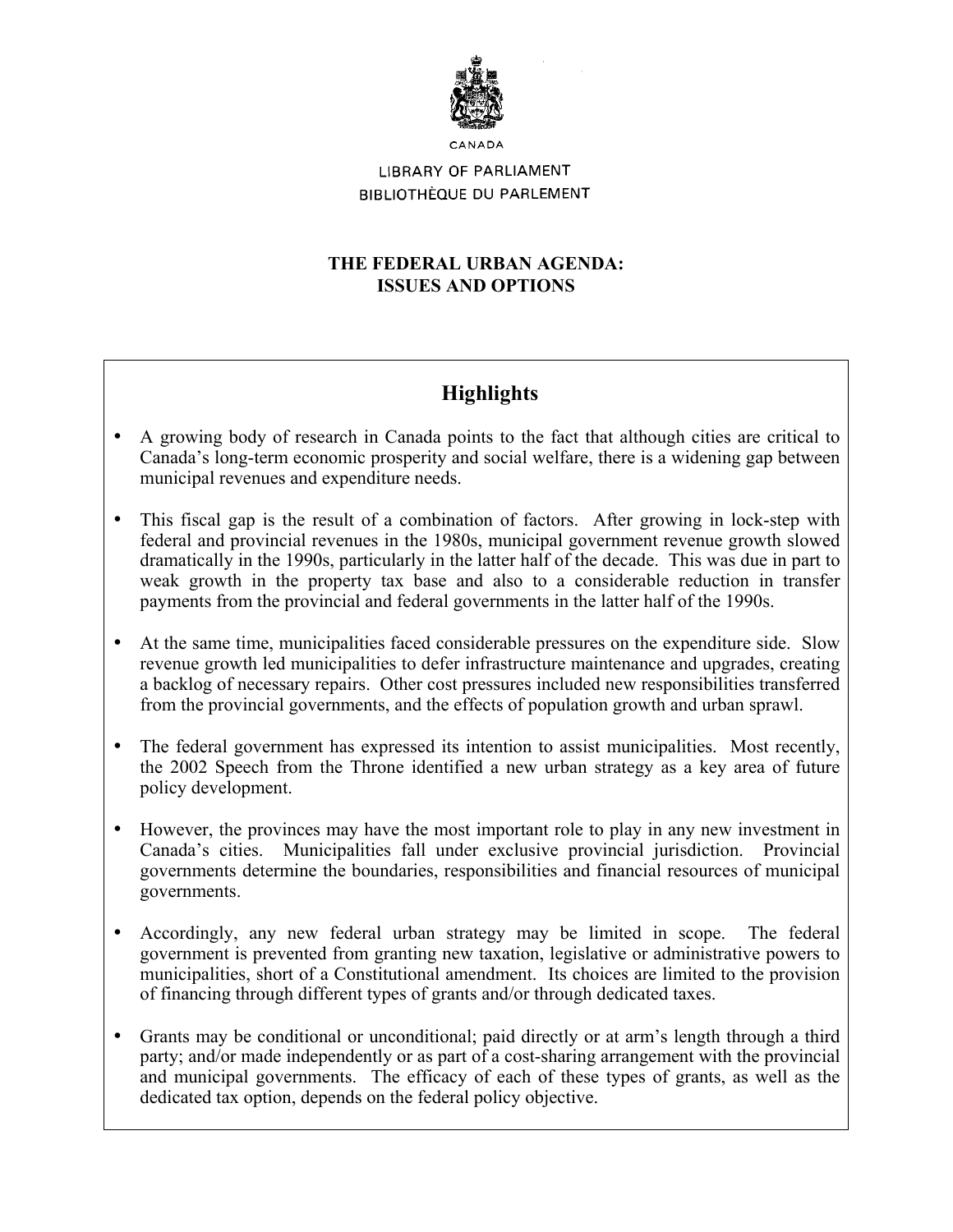CANADA

LIBRARY OF PARLIAMENT

BIBLIOTHÈQUE DU PARLEMENT

# THE FEDERAL URBAN AGENDA: ISSUES AND OPTIONS

## Highlights

- A growing body of research in Canada points to the fact that although cities are critical to Canada's long-term economic prosperity and social welfare, there is a widening gap between municipal revenues and expenditure needs.

- This fiscal gap is the result of a combination of factors. After growing in lock-step with federal and provincial revenues in the 1980s, municipal government revenue growth slowed dramatically in the 1990s, particularly in the latter half of the decade. This was due in part to weak growth in the property tax base and also to a considerable reduction in transfer payments from the provincial and federal governments in the latter half of the 1990s.

- At the same time, municipalities faced considerable pressures on the expenditure side. Slow revenue growth led municipalities to defer infrastructure maintenance and upgrades, creating a backlog of necessary repairs. Other cost pressures included new responsibilities transferred from the provincial governments, and the effects of population growth and urban sprawl.

- The federal government has expressed its intention to assist municipalities. Most recently, the 2002 Speech from the Throne identified a new urban strategy as a key area of future policy development.

- However, the provinces may have the most important role to play in any new investment in Canada's cities. Municipalities fall under exclusive provincial jurisdiction. Provincial governments determine the boundaries, responsibilities and financial resources of municipal governments.

- Accordingly, any new federal urban strategy may be limited in scope. The federal government is prevented from granting new taxation, legislative or administrative powers to municipalities, short of a Constitutional amendment. Its choices are limited to the provision of financing through different types of grants and/or through dedicated taxes.

- Grants may be conditional or unconditional; paid directly or at arm's length through a third party; and/or made independently or as part of a cost-sharing arrangement with the provincial and municipal governments. The efficacy of each of these types of grants, as well as the dedicated tax option, depends on the federal policy objective.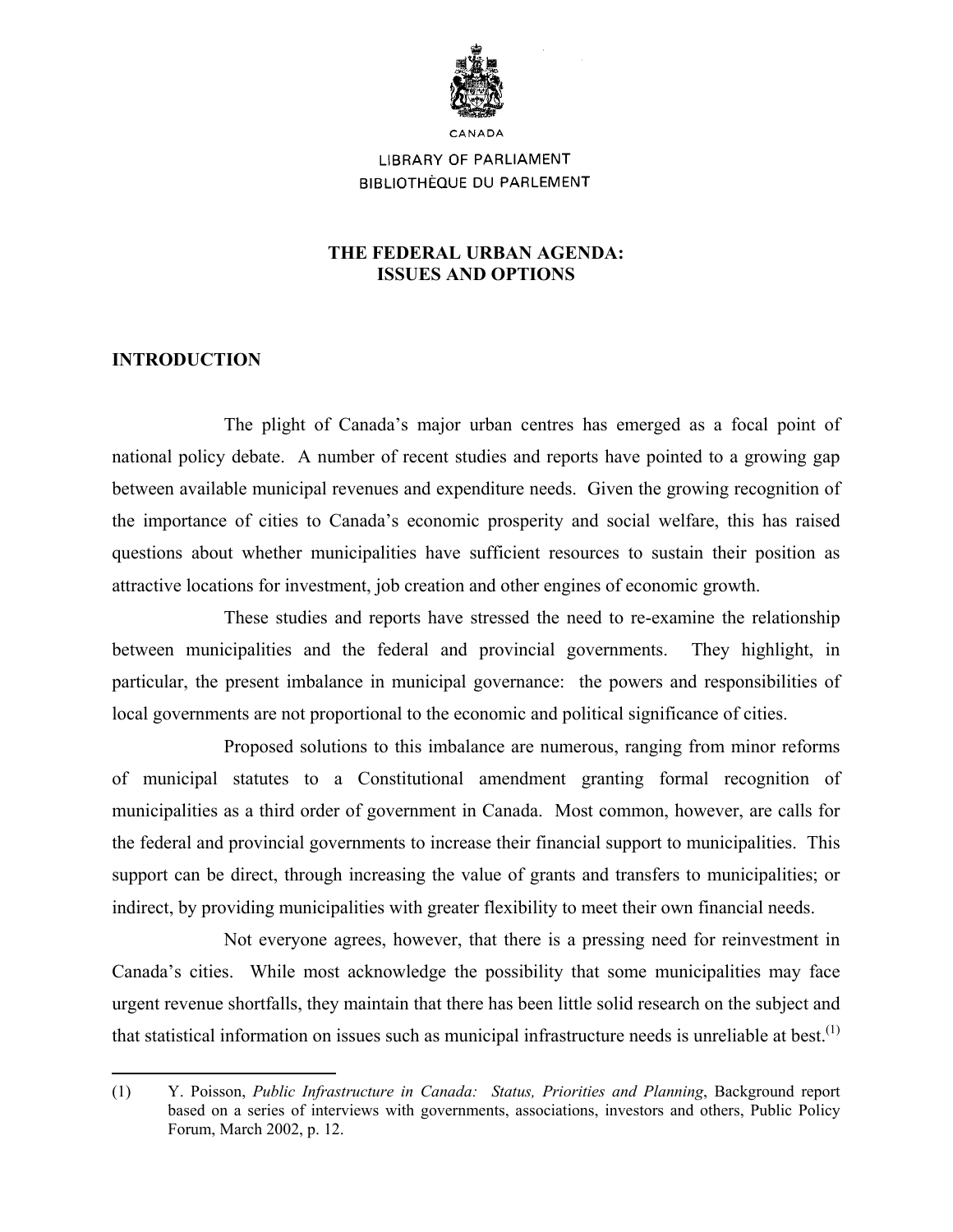CANADA

LIBRARY OF PARLIAMENT
BIBLIOTHÈQUE DU PARLEMENT

# THE FEDERAL URBAN AGENDA: ISSUES AND OPTIONS

## INTRODUCTION

The plight of Canada's major urban centres has emerged as a focal point of national policy debate. A number of recent studies and reports have pointed to a growing gap between available municipal revenues and expenditure needs. Given the growing recognition of the importance of cities to Canada's economic prosperity and social welfare, this has raised questions about whether municipalities have sufficient resources to sustain their position as attractive locations for investment, job creation and other engines of economic growth.

These studies and reports have stressed the need to re-examine the relationship between municipalities and the federal and provincial governments. They highlight, in particular, the present imbalance in municipal governance: the powers and responsibilities of local governments are not proportional to the economic and political significance of cities.

Proposed solutions to this imbalance are numerous, ranging from minor reforms of municipal statutes to a Constitutional amendment granting formal recognition of municipalities as a third order of government in Canada. Most common, however, are calls for the federal and provincial governments to increase their financial support to municipalities. This support can be direct, through increasing the value of grants and transfers to municipalities; or indirect, by providing municipalities with greater flexibility to meet their own financial needs.

Not everyone agrees, however, that there is a pressing need for reinvestment in Canada's cities. While most acknowledge the possibility that some municipalities may face urgent revenue shortfalls, they maintain that there has been little solid research on the subject and that statistical information on issues such as municipal infrastructure needs is unreliable at best.[1]

---

(1) Y. Poisson, *Public Infrastructure in Canada: Status, Priorities and Planning*, Background report based on a series of interviews with governments, associations, investors and others, Public Policy Forum, March 2002, p. 12.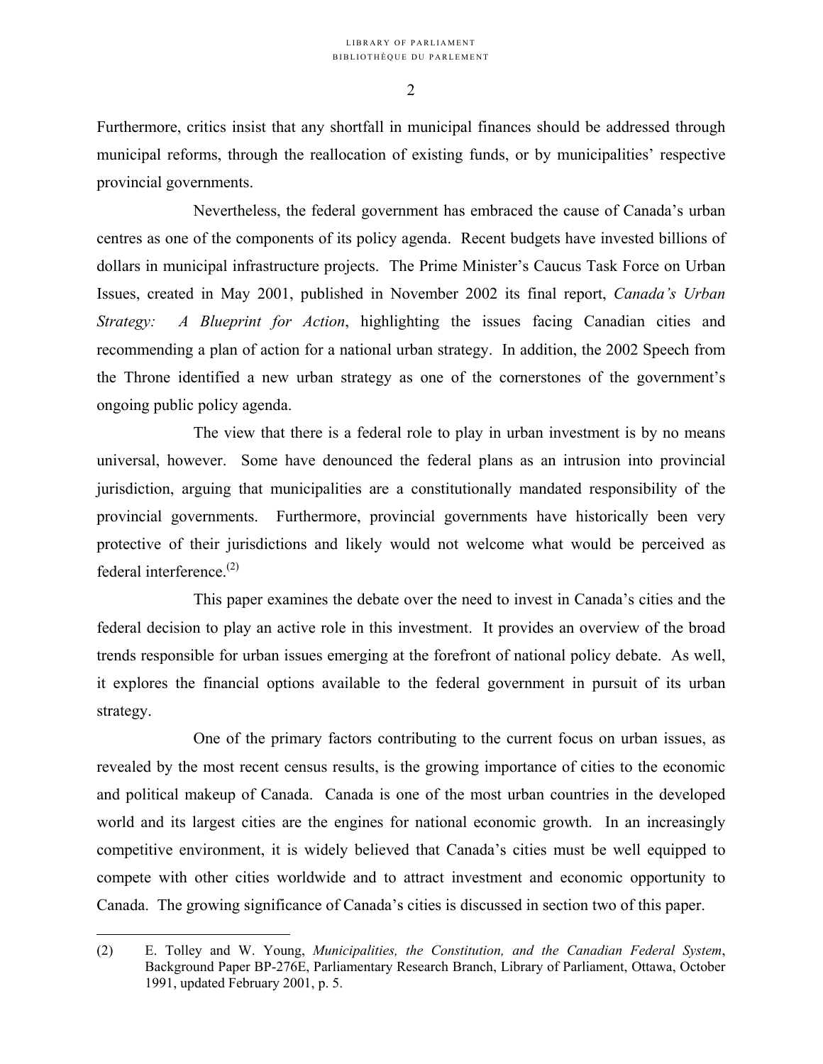Furthermore, critics insist that any shortfall in municipal finances should be addressed through municipal reforms, through the reallocation of existing funds, or by municipalities' respective provincial governments.

Nevertheless, the federal government has embraced the cause of Canada's urban centres as one of the components of its policy agenda. Recent budgets have invested billions of dollars in municipal infrastructure projects. The Prime Minister's Caucus Task Force on Urban Issues, created in May 2001, published in November 2002 its final report, *Canada's Urban Strategy: A Blueprint for Action*, highlighting the issues facing Canadian cities and recommending a plan of action for a national urban strategy. In addition, the 2002 Speech from the Throne identified a new urban strategy as one of the cornerstones of the government's ongoing public policy agenda.

The view that there is a federal role to play in urban investment is by no means universal, however. Some have denounced the federal plans as an intrusion into provincial jurisdiction, arguing that municipalities are a constitutionally mandated responsibility of the provincial governments. Furthermore, provincial governments have historically been very protective of their jurisdictions and likely would not welcome what would be perceived as federal interference.(2)

This paper examines the debate over the need to invest in Canada's cities and the federal decision to play an active role in this investment. It provides an overview of the broad trends responsible for urban issues emerging at the forefront of national policy debate. As well, it explores the financial options available to the federal government in pursuit of its urban strategy.

One of the primary factors contributing to the current focus on urban issues, as revealed by the most recent census results, is the growing importance of cities to the economic and political makeup of Canada. Canada is one of the most urban countries in the developed world and its largest cities are the engines for national economic growth. In an increasingly competitive environment, it is widely believed that Canada's cities must be well equipped to compete with other cities worldwide and to attract investment and economic opportunity to Canada. The growing significance of Canada's cities is discussed in section two of this paper.

---

(2) E. Tolley and W. Young, *Municipalities, the Constitution, and the Canadian Federal System*, Background Paper BP-276E, Parliamentary Research Branch, Library of Parliament, Ottawa, October 1991, updated February 2001, p. 5.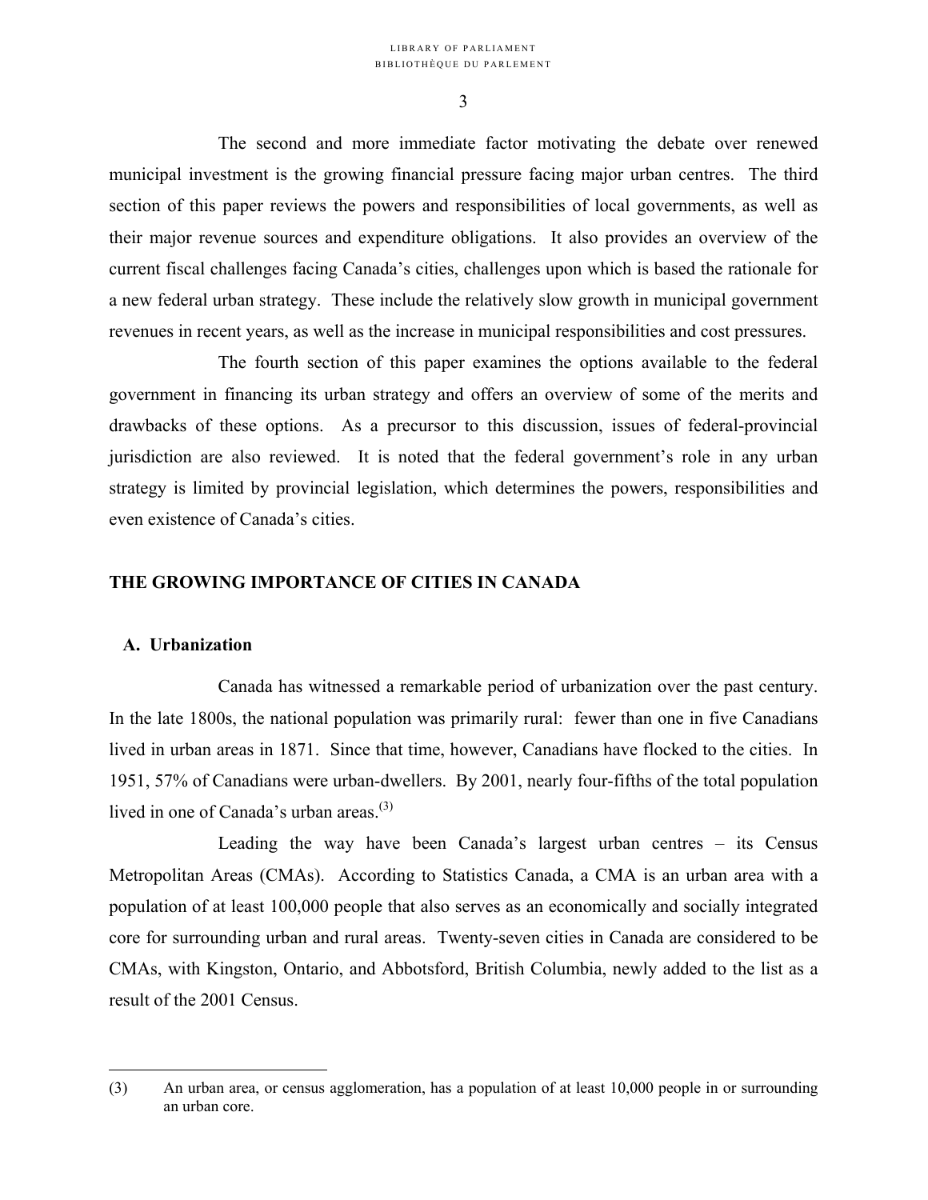The second and more immediate factor motivating the debate over renewed municipal investment is the growing financial pressure facing major urban centres. The third section of this paper reviews the powers and responsibilities of local governments, as well as their major revenue sources and expenditure obligations. It also provides an overview of the current fiscal challenges facing Canada's cities, challenges upon which is based the rationale for a new federal urban strategy. These include the relatively slow growth in municipal government revenues in recent years, as well as the increase in municipal responsibilities and cost pressures.

The fourth section of this paper examines the options available to the federal government in financing its urban strategy and offers an overview of some of the merits and drawbacks of these options. As a precursor to this discussion, issues of federal-provincial jurisdiction are also reviewed. It is noted that the federal government's role in any urban strategy is limited by provincial legislation, which determines the powers, responsibilities and even existence of Canada's cities.

## THE GROWING IMPORTANCE OF CITIES IN CANADA

### A. Urbanization

Canada has witnessed a remarkable period of urbanization over the past century. In the late 1800s, the national population was primarily rural: fewer than one in five Canadians lived in urban areas in 1871. Since that time, however, Canadians have flocked to the cities. In 1951, 57% of Canadians were urban-dwellers. By 2001, nearly four-fifths of the total population lived in one of Canada's urban areas.[3]

Leading the way have been Canada's largest urban centres – its Census Metropolitan Areas (CMAs). According to Statistics Canada, a CMA is an urban area with a population of at least 100,000 people that also serves as an economically and socially integrated core for surrounding urban and rural areas. Twenty-seven cities in Canada are considered to be CMAs, with Kingston, Ontario, and Abbotsford, British Columbia, newly added to the list as a result of the 2001 Census.

---

(3) An urban area, or census agglomeration, has a population of at least 10,000 people in or surrounding an urban core.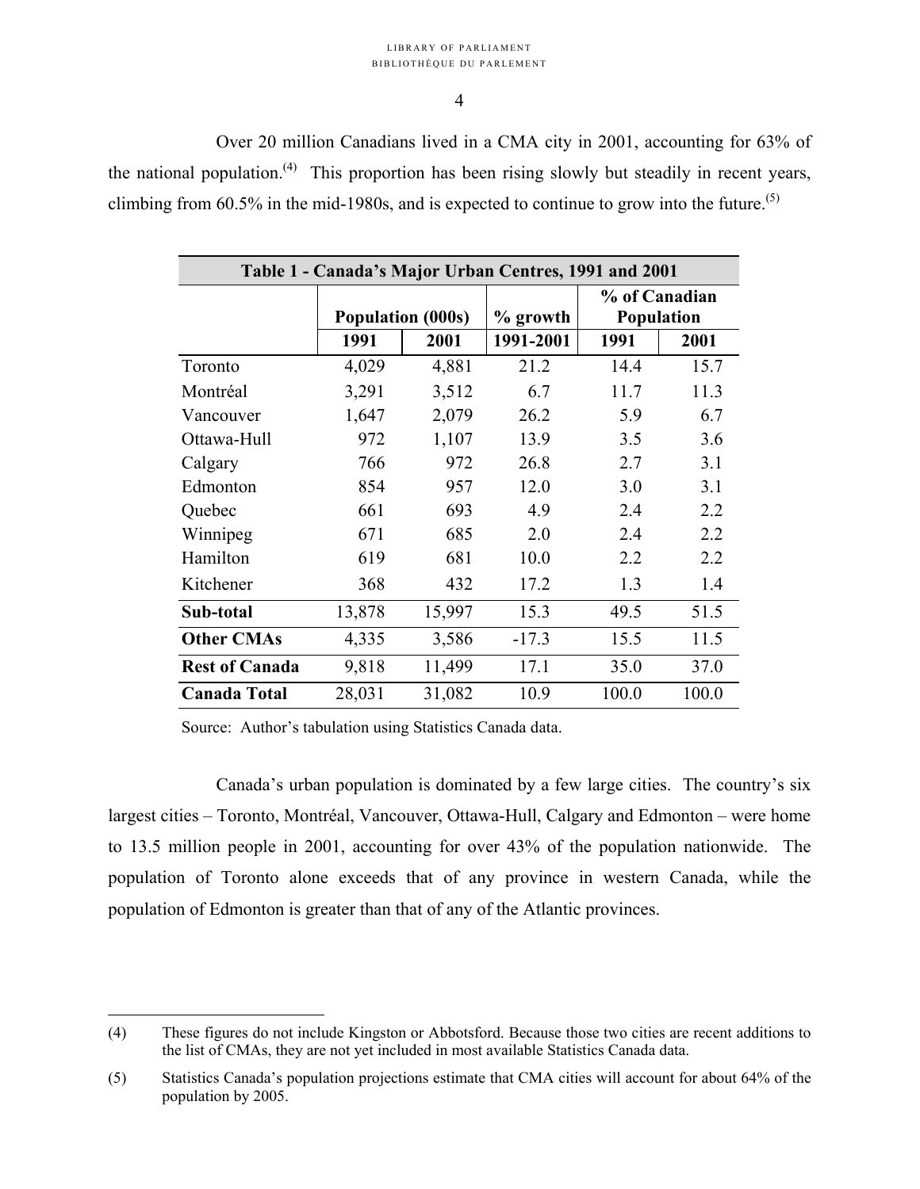Over 20 million Canadians lived in a CMA city in 2001, accounting for 63% of the national population.[(4)] This proportion has been rising slowly but steadily in recent years, climbing from 60.5% in the mid-1980s, and is expected to continue to grow into the future.[(5)]

| Table 1 - Canada's Major Urban Centres, 1991 and 2001 | | | | | |
|---|---|---|---|---|---|
| | Population (000s) | | % growth | % of Canadian Population | |
| | 1991 | 2001 | 1991-2001 | 1991 | 2001 |
| Toronto | 4,029 | 4,881 | 21.2 | 14.4 | 15.7 |
| Montréal | 3,291 | 3,512 | 6.7 | 11.7 | 11.3 |
| Vancouver | 1,647 | 2,079 | 26.2 | 5.9 | 6.7 |
| Ottawa-Hull | 972 | 1,107 | 13.9 | 3.5 | 3.6 |
| Calgary | 766 | 972 | 26.8 | 2.7 | 3.1 |
| Edmonton | 854 | 957 | 12.0 | 3.0 | 3.1 |
| Quebec | 661 | 693 | 4.9 | 2.4 | 2.2 |
| Winnipeg | 671 | 685 | 2.0 | 2.4 | 2.2 |
| Hamilton | 619 | 681 | 10.0 | 2.2 | 2.2 |
| Kitchener | 368 | 432 | 17.2 | 1.3 | 1.4 |
| **Sub-total** | 13,878 | 15,997 | 15.3 | 49.5 | 51.5 |
| **Other CMAs** | 4,335 | 3,586 | -17.3 | 15.5 | 11.5 |
| **Rest of Canada** | 9,818 | 11,499 | 17.1 | 35.0 | 37.0 |
| **Canada Total** | 28,031 | 31,082 | 10.9 | 100.0 | 100.0 |

Source: Author's tabulation using Statistics Canada data.

Canada's urban population is dominated by a few large cities. The country's six largest cities – Toronto, Montréal, Vancouver, Ottawa-Hull, Calgary and Edmonton – were home to 13.5 million people in 2001, accounting for over 43% of the population nationwide. The population of Toronto alone exceeds that of any province in western Canada, while the population of Edmonton is greater than that of any of the Atlantic provinces.

---

(4) These figures do not include Kingston or Abbotsford. Because those two cities are recent additions to the list of CMAs, they are not yet included in most available Statistics Canada data.

(5) Statistics Canada's population projections estimate that CMA cities will account for about 64% of the population by 2005.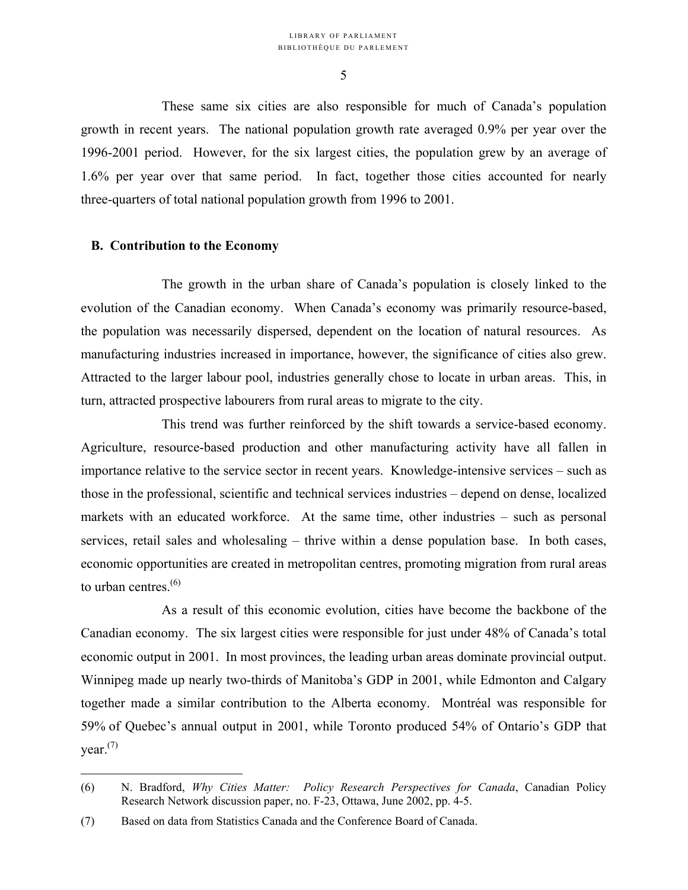These same six cities are also responsible for much of Canada's population growth in recent years. The national population growth rate averaged 0.9% per year over the 1996-2001 period. However, for the six largest cities, the population grew by an average of 1.6% per year over that same period. In fact, together those cities accounted for nearly three-quarters of total national population growth from 1996 to 2001.

### B. Contribution to the Economy

The growth in the urban share of Canada's population is closely linked to the evolution of the Canadian economy. When Canada's economy was primarily resource-based, the population was necessarily dispersed, dependent on the location of natural resources. As manufacturing industries increased in importance, however, the significance of cities also grew. Attracted to the larger labour pool, industries generally chose to locate in urban areas. This, in turn, attracted prospective labourers from rural areas to migrate to the city.

This trend was further reinforced by the shift towards a service-based economy. Agriculture, resource-based production and other manufacturing activity have all fallen in importance relative to the service sector in recent years. Knowledge-intensive services – such as those in the professional, scientific and technical services industries – depend on dense, localized markets with an educated workforce. At the same time, other industries – such as personal services, retail sales and wholesaling – thrive within a dense population base. In both cases, economic opportunities are created in metropolitan centres, promoting migration from rural areas to urban centres.[6]

As a result of this economic evolution, cities have become the backbone of the Canadian economy. The six largest cities were responsible for just under 48% of Canada's total economic output in 2001. In most provinces, the leading urban areas dominate provincial output. Winnipeg made up nearly two-thirds of Manitoba's GDP in 2001, while Edmonton and Calgary together made a similar contribution to the Alberta economy. Montréal was responsible for 59% of Quebec's annual output in 2001, while Toronto produced 54% of Ontario's GDP that year.[7]

---

(6) N. Bradford, *Why Cities Matter: Policy Research Perspectives for Canada*, Canadian Policy Research Network discussion paper, no. F-23, Ottawa, June 2002, pp. 4-5.

(7) Based on data from Statistics Canada and the Conference Board of Canada.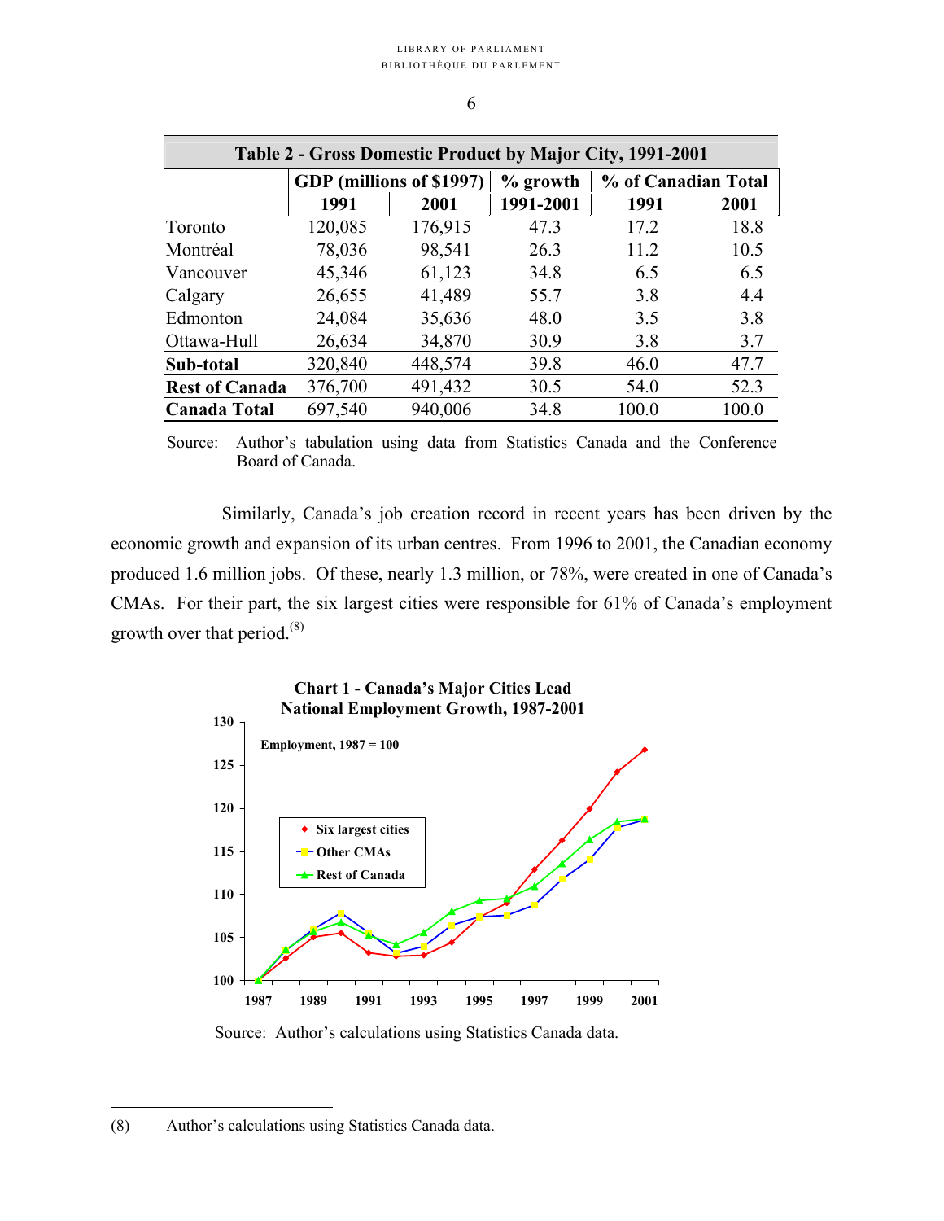| Table 2 - Gross Domestic Product by Major City, 1991-2001 | | | | | |
|---|---|---|---|---|---|
| | GDP (millions of $1997) | | % growth | % of Canadian Total | |
| | 1991 | 2001 | 1991-2001 | 1991 | 2001 |
| Toronto | 120,085 | 176,915 | 47.3 | 17.2 | 18.8 |
| Montréal | 78,036 | 98,541 | 26.3 | 11.2 | 10.5 |
| Vancouver | 45,346 | 61,123 | 34.8 | 6.5 | 6.5 |
| Calgary | 26,655 | 41,489 | 55.7 | 3.8 | 4.4 |
| Edmonton | 24,084 | 35,636 | 48.0 | 3.5 | 3.8 |
| Ottawa-Hull | 26,634 | 34,870 | 30.9 | 3.8 | 3.7 |
| **Sub-total** | 320,840 | 448,574 | 39.8 | 46.0 | 47.7 |
| **Rest of Canada** | 376,700 | 491,432 | 30.5 | 54.0 | 52.3 |
| **Canada Total** | 697,540 | 940,006 | 34.8 | 100.0 | 100.0 |

Source: Author's tabulation using data from Statistics Canada and the Conference Board of Canada.

Similarly, Canada's job creation record in recent years has been driven by the economic growth and expansion of its urban centres. From 1996 to 2001, the Canadian economy produced 1.6 million jobs. Of these, nearly 1.3 million, or 78%, were created in one of Canada's CMAs. For their part, the six largest cities were responsible for 61% of Canada's employment growth over that period.[8]

**Chart 1 - Canada's Major Cities Lead National Employment Growth, 1987-2001**

Source: Author's calculations using Statistics Canada data.

(8) Author's calculations using Statistics Canada data.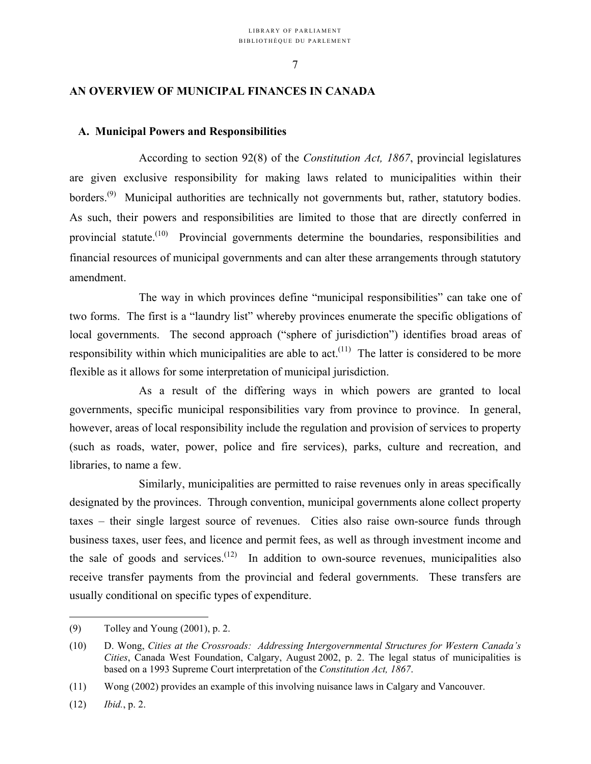## AN OVERVIEW OF MUNICIPAL FINANCES IN CANADA

### A. Municipal Powers and Responsibilities

According to section 92(8) of the *Constitution Act, 1867*, provincial legislatures are given exclusive responsibility for making laws related to municipalities within their borders.[(9)] Municipal authorities are technically not governments but, rather, statutory bodies. As such, their powers and responsibilities are limited to those that are directly conferred in provincial statute.[(10)] Provincial governments determine the boundaries, responsibilities and financial resources of municipal governments and can alter these arrangements through statutory amendment.

The way in which provinces define "municipal responsibilities" can take one of two forms. The first is a "laundry list" whereby provinces enumerate the specific obligations of local governments. The second approach ("sphere of jurisdiction") identifies broad areas of responsibility within which municipalities are able to act.[(11)] The latter is considered to be more flexible as it allows for some interpretation of municipal jurisdiction.

As a result of the differing ways in which powers are granted to local governments, specific municipal responsibilities vary from province to province. In general, however, areas of local responsibility include the regulation and provision of services to property (such as roads, water, power, police and fire services), parks, culture and recreation, and libraries, to name a few.

Similarly, municipalities are permitted to raise revenues only in areas specifically designated by the provinces. Through convention, municipal governments alone collect property taxes – their single largest source of revenues. Cities also raise own-source funds through business taxes, user fees, and licence and permit fees, as well as through investment income and the sale of goods and services.[(12)] In addition to own-source revenues, municipalities also receive transfer payments from the provincial and federal governments. These transfers are usually conditional on specific types of expenditure.

---

(9) Tolley and Young (2001), p. 2.

(10) D. Wong, *Cities at the Crossroads: Addressing Intergovernmental Structures for Western Canada's Cities*, Canada West Foundation, Calgary, August 2002, p. 2. The legal status of municipalities is based on a 1993 Supreme Court interpretation of the *Constitution Act, 1867*.

(11) Wong (2002) provides an example of this involving nuisance laws in Calgary and Vancouver.

(12) *Ibid.*, p. 2.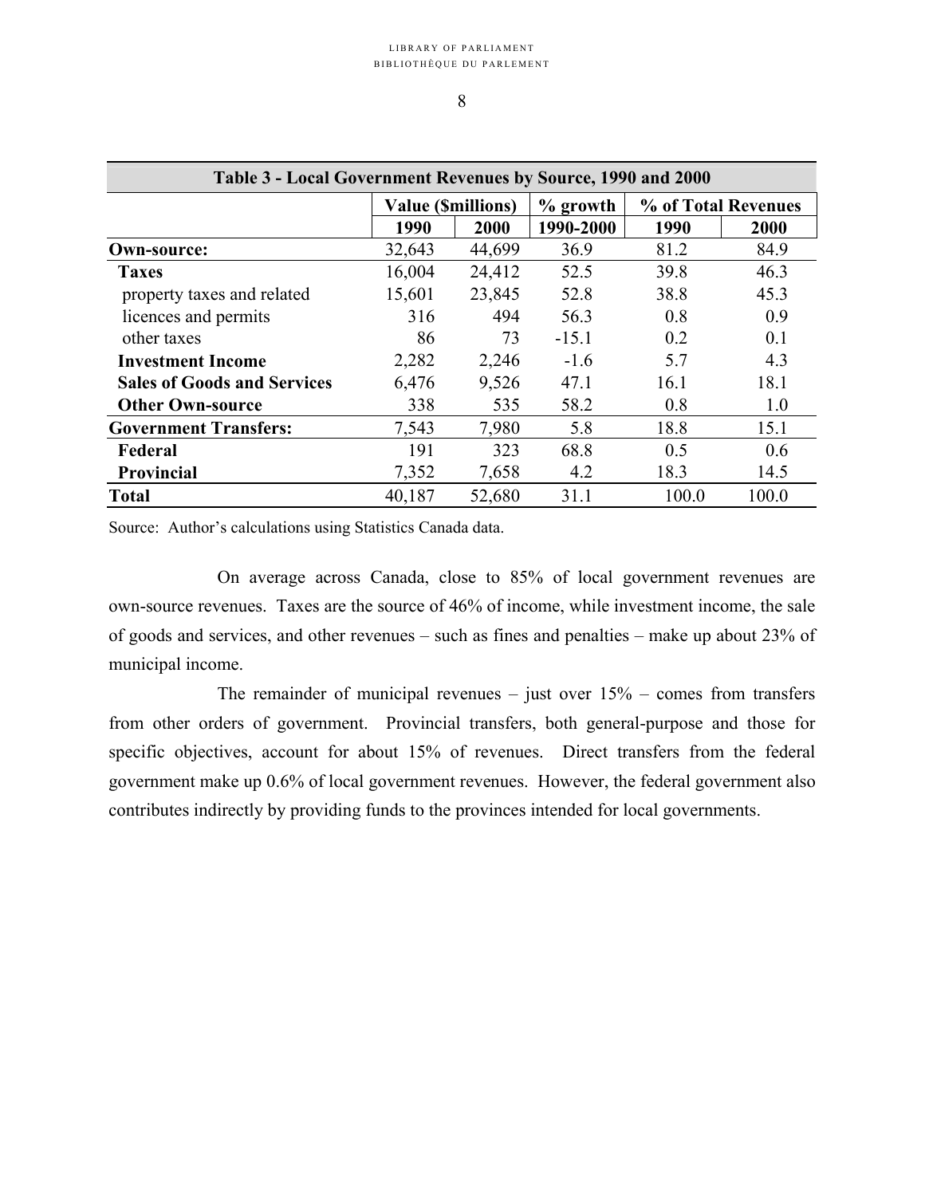| Table 3 - Local Government Revenues by Source, 1990 and 2000 | | | | | |
|---|---|---|---|---|---|
| | Value ($millions) | | % growth | % of Total Revenues | |
| | 1990 | 2000 | 1990-2000 | 1990 | 2000 |
| **Own-source:** | 32,643 | 44,699 | 36.9 | 81.2 | 84.9 |
| **Taxes** | 16,004 | 24,412 | 52.5 | 39.8 | 46.3 |
| property taxes and related | 15,601 | 23,845 | 52.8 | 38.8 | 45.3 |
| licences and permits | 316 | 494 | 56.3 | 0.8 | 0.9 |
| other taxes | 86 | 73 | -15.1 | 0.2 | 0.1 |
| **Investment Income** | 2,282 | 2,246 | -1.6 | 5.7 | 4.3 |
| **Sales of Goods and Services** | 6,476 | 9,526 | 47.1 | 16.1 | 18.1 |
| **Other Own-source** | 338 | 535 | 58.2 | 0.8 | 1.0 |
| **Government Transfers:** | 7,543 | 7,980 | 5.8 | 18.8 | 15.1 |
| **Federal** | 191 | 323 | 68.8 | 0.5 | 0.6 |
| **Provincial** | 7,352 | 7,658 | 4.2 | 18.3 | 14.5 |
| **Total** | 40,187 | 52,680 | 31.1 | 100.0 | 100.0 |

Source: Author's calculations using Statistics Canada data.

On average across Canada, close to 85% of local government revenues are own-source revenues. Taxes are the source of 46% of income, while investment income, the sale of goods and services, and other revenues – such as fines and penalties – make up about 23% of municipal income.

The remainder of municipal revenues – just over 15% – comes from transfers from other orders of government. Provincial transfers, both general-purpose and those for specific objectives, account for about 15% of revenues. Direct transfers from the federal government make up 0.6% of local government revenues. However, the federal government also contributes indirectly by providing funds to the provinces intended for local governments.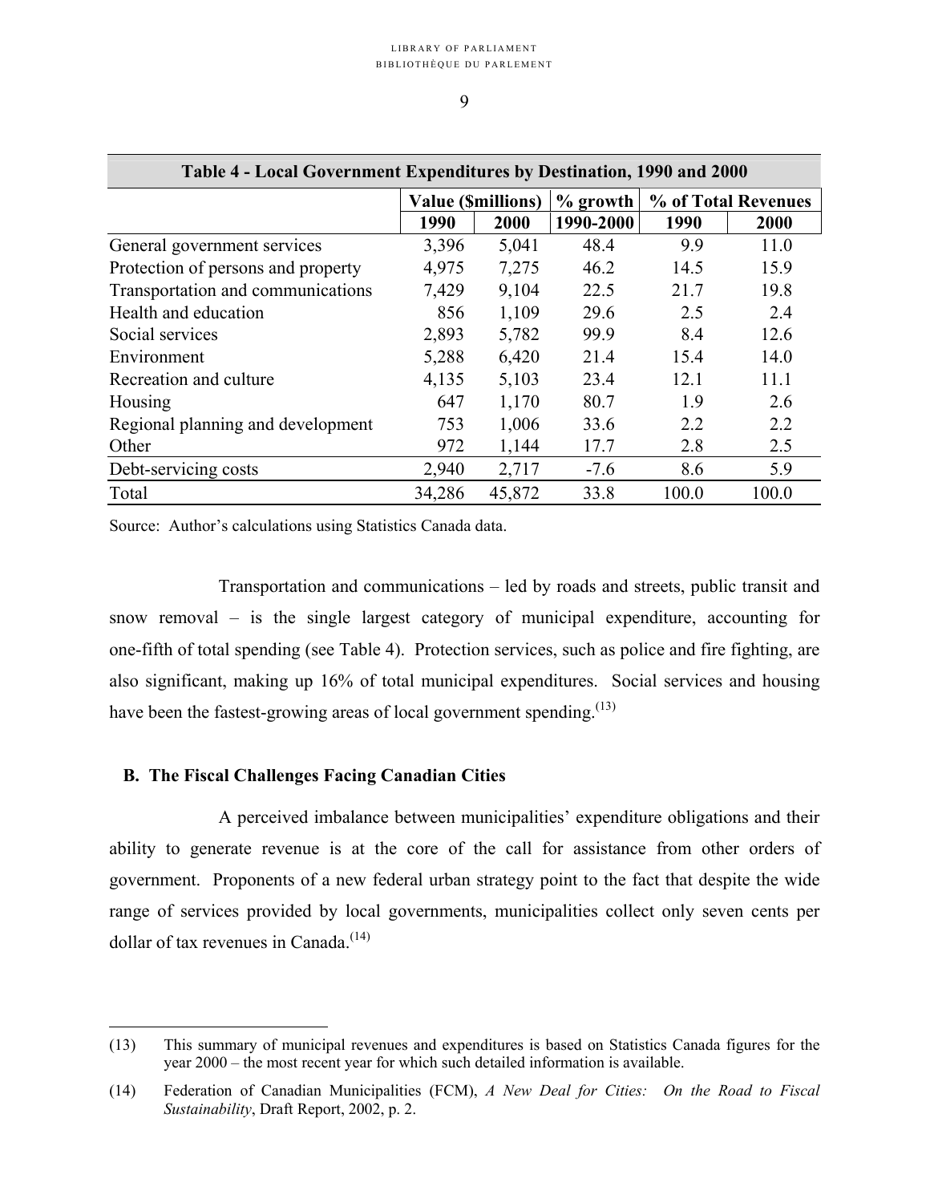| Table 4 - Local Government Expenditures by Destination, 1990 and 2000 | | | | | |
|---|---|---|---|---|---|
| | Value ($millions) | | % growth | % of Total Revenues | |
| | 1990 | 2000 | 1990-2000 | 1990 | 2000 |
| General government services | 3,396 | 5,041 | 48.4 | 9.9 | 11.0 |
| Protection of persons and property | 4,975 | 7,275 | 46.2 | 14.5 | 15.9 |
| Transportation and communications | 7,429 | 9,104 | 22.5 | 21.7 | 19.8 |
| Health and education | 856 | 1,109 | 29.6 | 2.5 | 2.4 |
| Social services | 2,893 | 5,782 | 99.9 | 8.4 | 12.6 |
| Environment | 5,288 | 6,420 | 21.4 | 15.4 | 14.0 |
| Recreation and culture | 4,135 | 5,103 | 23.4 | 12.1 | 11.1 |
| Housing | 647 | 1,170 | 80.7 | 1.9 | 2.6 |
| Regional planning and development | 753 | 1,006 | 33.6 | 2.2 | 2.2 |
| Other | 972 | 1,144 | 17.7 | 2.8 | 2.5 |
| Debt-servicing costs | 2,940 | 2,717 | -7.6 | 8.6 | 5.9 |
| Total | 34,286 | 45,872 | 33.8 | 100.0 | 100.0 |

Source: Author's calculations using Statistics Canada data.

Transportation and communications – led by roads and streets, public transit and snow removal – is the single largest category of municipal expenditure, accounting for one-fifth of total spending (see Table 4). Protection services, such as police and fire fighting, are also significant, making up 16% of total municipal expenditures. Social services and housing have been the fastest-growing areas of local government spending.[13]

### B. The Fiscal Challenges Facing Canadian Cities

A perceived imbalance between municipalities' expenditure obligations and their ability to generate revenue is at the core of the call for assistance from other orders of government. Proponents of a new federal urban strategy point to the fact that despite the wide range of services provided by local governments, municipalities collect only seven cents per dollar of tax revenues in Canada.[14]

---

(13) This summary of municipal revenues and expenditures is based on Statistics Canada figures for the year 2000 – the most recent year for which such detailed information is available.

(14) Federation of Canadian Municipalities (FCM), *A New Deal for Cities: On the Road to Fiscal Sustainability*, Draft Report, 2002, p. 2.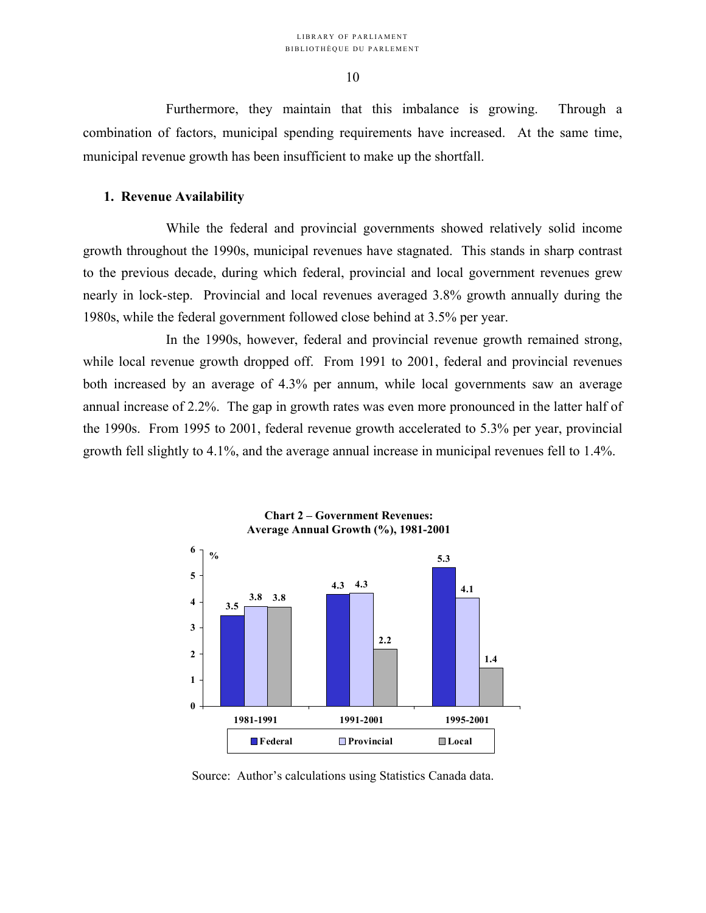Furthermore, they maintain that this imbalance is growing. Through a combination of factors, municipal spending requirements have increased. At the same time, municipal revenue growth has been insufficient to make up the shortfall.

### 1. Revenue Availability

While the federal and provincial governments showed relatively solid income growth throughout the 1990s, municipal revenues have stagnated. This stands in sharp contrast to the previous decade, during which federal, provincial and local government revenues grew nearly in lock-step. Provincial and local revenues averaged 3.8% growth annually during the 1980s, while the federal government followed close behind at 3.5% per year.

In the 1990s, however, federal and provincial revenue growth remained strong, while local revenue growth dropped off. From 1991 to 2001, federal and provincial revenues both increased by an average of 4.3% per annum, while local governments saw an average annual increase of 2.2%. The gap in growth rates was even more pronounced in the latter half of the 1990s. From 1995 to 2001, federal revenue growth accelerated to 5.3% per year, provincial growth fell slightly to 4.1%, and the average annual increase in municipal revenues fell to 1.4%.

**Chart 2 – Government Revenues: Average Annual Growth (%), 1981-2001**

| % | Federal | Provincial | Local |
|---|---|---|---|
| 1981-1991 | 3.5 | 3.8 | 3.8 |
| 1991-2001 | 4.3 | 4.3 | 2.2 |
| 1995-2001 | 5.3 | 4.1 | 1.4 |

Source: Author's calculations using Statistics Canada data.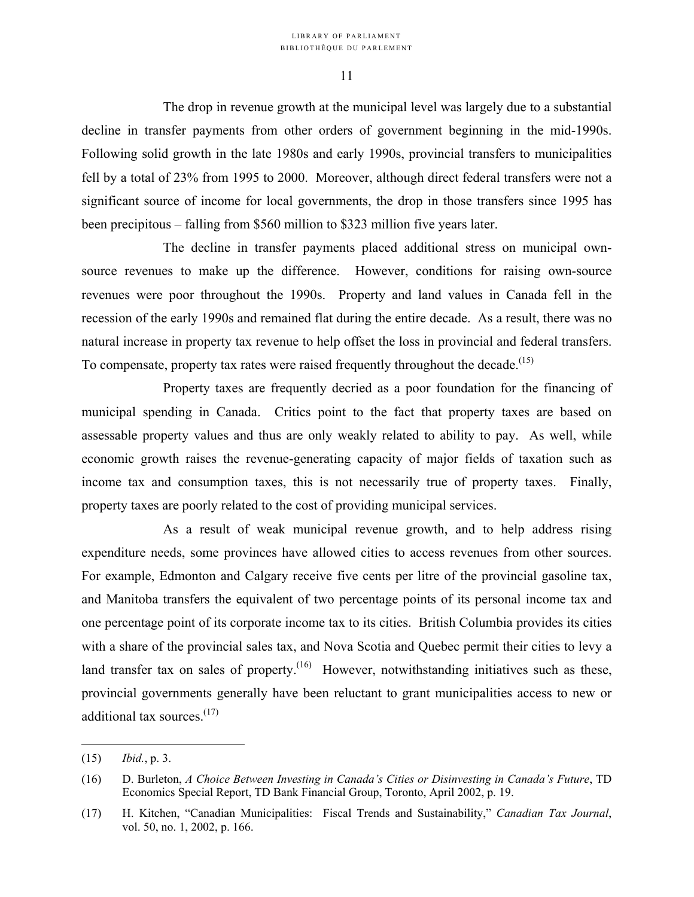The drop in revenue growth at the municipal level was largely due to a substantial decline in transfer payments from other orders of government beginning in the mid-1990s. Following solid growth in the late 1980s and early 1990s, provincial transfers to municipalities fell by a total of 23% from 1995 to 2000. Moreover, although direct federal transfers were not a significant source of income for local governments, the drop in those transfers since 1995 has been precipitous – falling from $560 million to $323 million five years later.

The decline in transfer payments placed additional stress on municipal own-source revenues to make up the difference. However, conditions for raising own-source revenues were poor throughout the 1990s. Property and land values in Canada fell in the recession of the early 1990s and remained flat during the entire decade. As a result, there was no natural increase in property tax revenue to help offset the loss in provincial and federal transfers. To compensate, property tax rates were raised frequently throughout the decade.[15]

Property taxes are frequently decried as a poor foundation for the financing of municipal spending in Canada. Critics point to the fact that property taxes are based on assessable property values and thus are only weakly related to ability to pay. As well, while economic growth raises the revenue-generating capacity of major fields of taxation such as income tax and consumption taxes, this is not necessarily true of property taxes. Finally, property taxes are poorly related to the cost of providing municipal services.

As a result of weak municipal revenue growth, and to help address rising expenditure needs, some provinces have allowed cities to access revenues from other sources. For example, Edmonton and Calgary receive five cents per litre of the provincial gasoline tax, and Manitoba transfers the equivalent of two percentage points of its personal income tax and one percentage point of its corporate income tax to its cities. British Columbia provides its cities with a share of the provincial sales tax, and Nova Scotia and Quebec permit their cities to levy a land transfer tax on sales of property.[16] However, notwithstanding initiatives such as these, provincial governments generally have been reluctant to grant municipalities access to new or additional tax sources.[17]

---

(15) *Ibid.*, p. 3.

(16) D. Burleton, *A Choice Between Investing in Canada's Cities or Disinvesting in Canada's Future*, TD Economics Special Report, TD Bank Financial Group, Toronto, April 2002, p. 19.

(17) H. Kitchen, "Canadian Municipalities: Fiscal Trends and Sustainability," *Canadian Tax Journal*, vol. 50, no. 1, 2002, p. 166.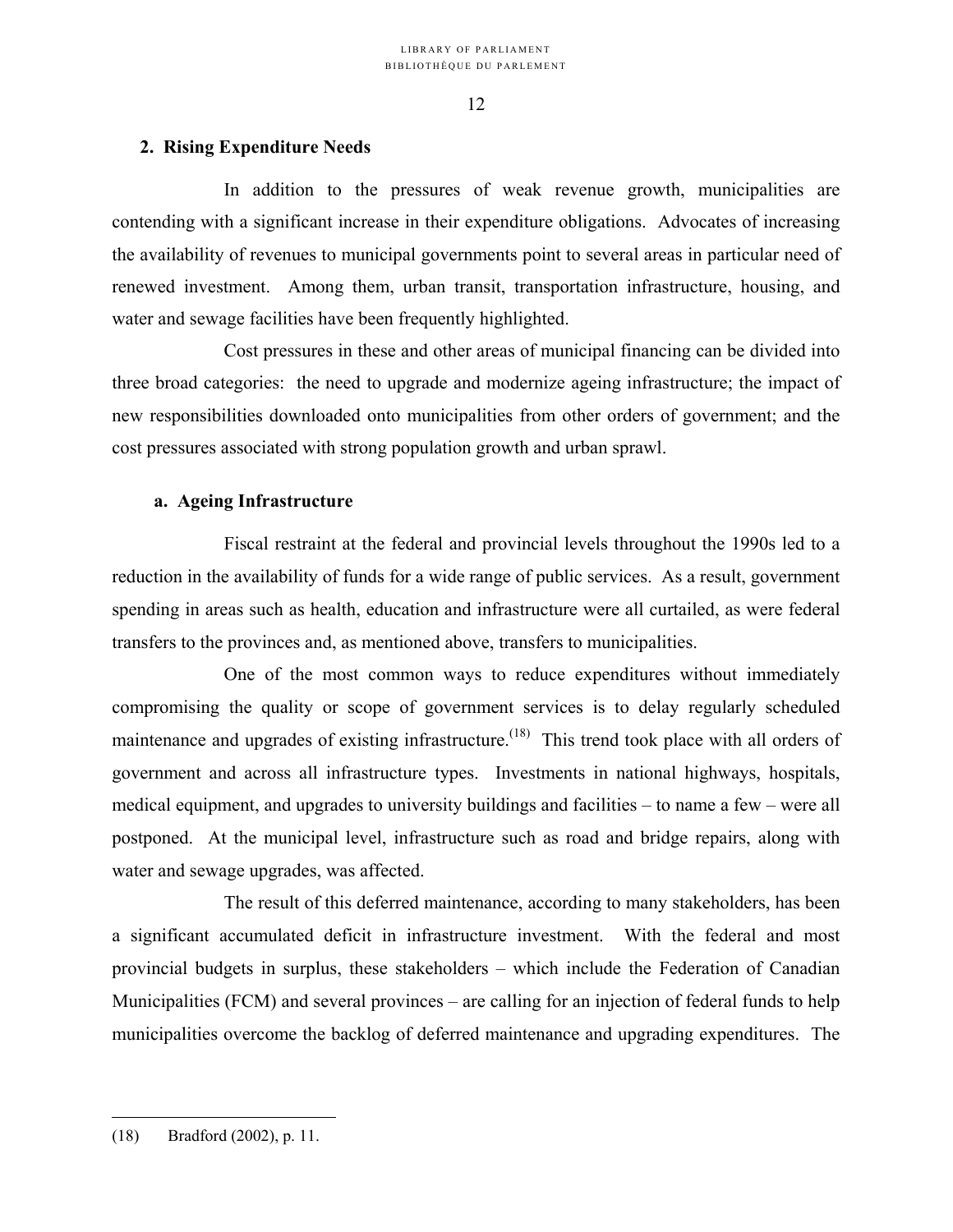## 2. Rising Expenditure Needs

In addition to the pressures of weak revenue growth, municipalities are contending with a significant increase in their expenditure obligations. Advocates of increasing the availability of revenues to municipal governments point to several areas in particular need of renewed investment. Among them, urban transit, transportation infrastructure, housing, and water and sewage facilities have been frequently highlighted.

Cost pressures in these and other areas of municipal financing can be divided into three broad categories: the need to upgrade and modernize ageing infrastructure; the impact of new responsibilities downloaded onto municipalities from other orders of government; and the cost pressures associated with strong population growth and urban sprawl.

### a. Ageing Infrastructure

Fiscal restraint at the federal and provincial levels throughout the 1990s led to a reduction in the availability of funds for a wide range of public services. As a result, government spending in areas such as health, education and infrastructure were all curtailed, as were federal transfers to the provinces and, as mentioned above, transfers to municipalities.

One of the most common ways to reduce expenditures without immediately compromising the quality or scope of government services is to delay regularly scheduled maintenance and upgrades of existing infrastructure.(18) This trend took place with all orders of government and across all infrastructure types. Investments in national highways, hospitals, medical equipment, and upgrades to university buildings and facilities – to name a few – were all postponed. At the municipal level, infrastructure such as road and bridge repairs, along with water and sewage upgrades, was affected.

The result of this deferred maintenance, according to many stakeholders, has been a significant accumulated deficit in infrastructure investment. With the federal and most provincial budgets in surplus, these stakeholders – which include the Federation of Canadian Municipalities (FCM) and several provinces – are calling for an injection of federal funds to help municipalities overcome the backlog of deferred maintenance and upgrading expenditures. The

---

(18) Bradford (2002), p. 11.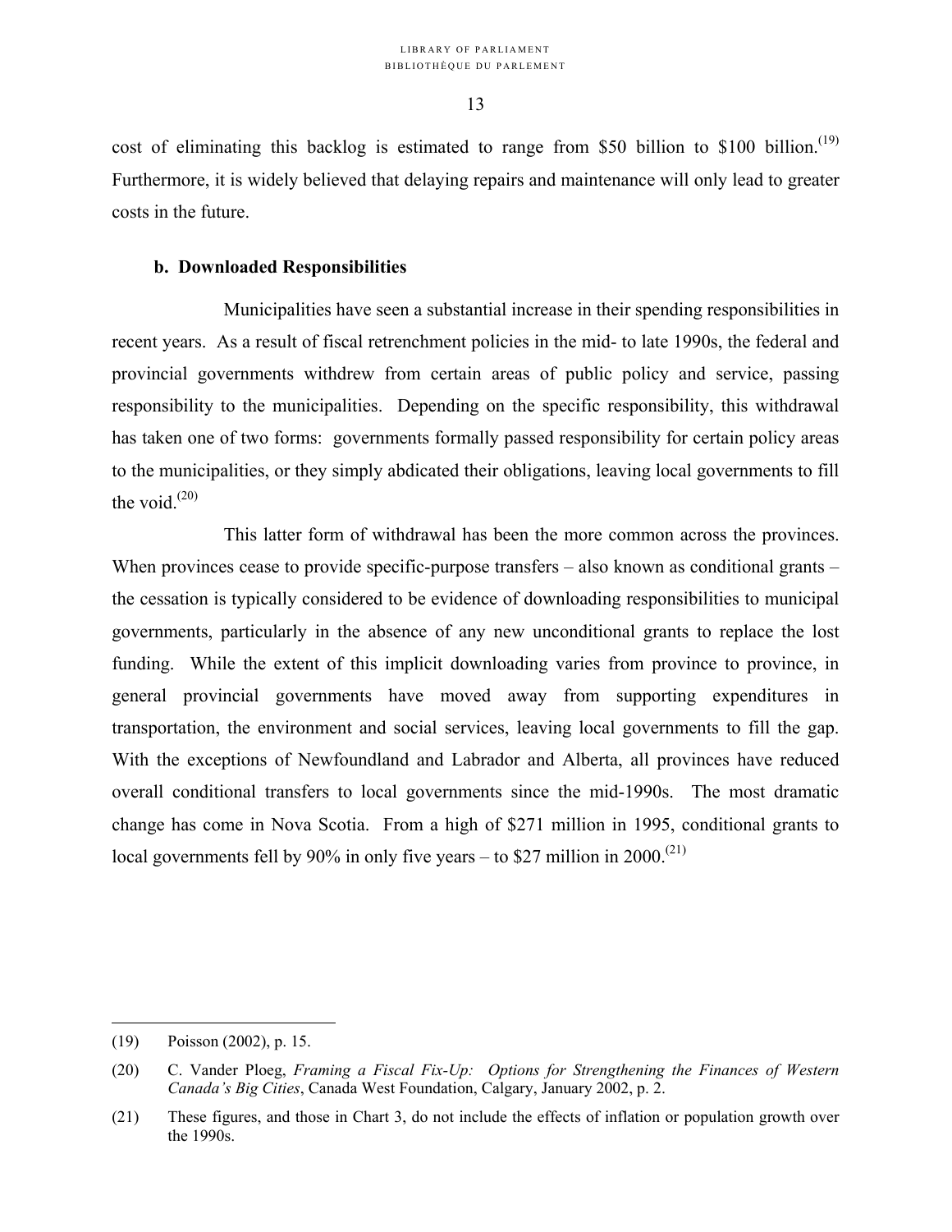cost of eliminating this backlog is estimated to range from \$50 billion to \$100 billion.[19] Furthermore, it is widely believed that delaying repairs and maintenance will only lead to greater costs in the future.

### b. Downloaded Responsibilities

Municipalities have seen a substantial increase in their spending responsibilities in recent years. As a result of fiscal retrenchment policies in the mid- to late 1990s, the federal and provincial governments withdrew from certain areas of public policy and service, passing responsibility to the municipalities. Depending on the specific responsibility, this withdrawal has taken one of two forms: governments formally passed responsibility for certain policy areas to the municipalities, or they simply abdicated their obligations, leaving local governments to fill the void.[20]

This latter form of withdrawal has been the more common across the provinces. When provinces cease to provide specific-purpose transfers – also known as conditional grants – the cessation is typically considered to be evidence of downloading responsibilities to municipal governments, particularly in the absence of any new unconditional grants to replace the lost funding. While the extent of this implicit downloading varies from province to province, in general provincial governments have moved away from supporting expenditures in transportation, the environment and social services, leaving local governments to fill the gap. With the exceptions of Newfoundland and Labrador and Alberta, all provinces have reduced overall conditional transfers to local governments since the mid-1990s. The most dramatic change has come in Nova Scotia. From a high of \$271 million in 1995, conditional grants to local governments fell by 90% in only five years – to \$27 million in 2000.[21]

---

(19) Poisson (2002), p. 15.

(20) C. Vander Ploeg, *Framing a Fiscal Fix-Up: Options for Strengthening the Finances of Western Canada's Big Cities*, Canada West Foundation, Calgary, January 2002, p. 2.

(21) These figures, and those in Chart 3, do not include the effects of inflation or population growth over the 1990s.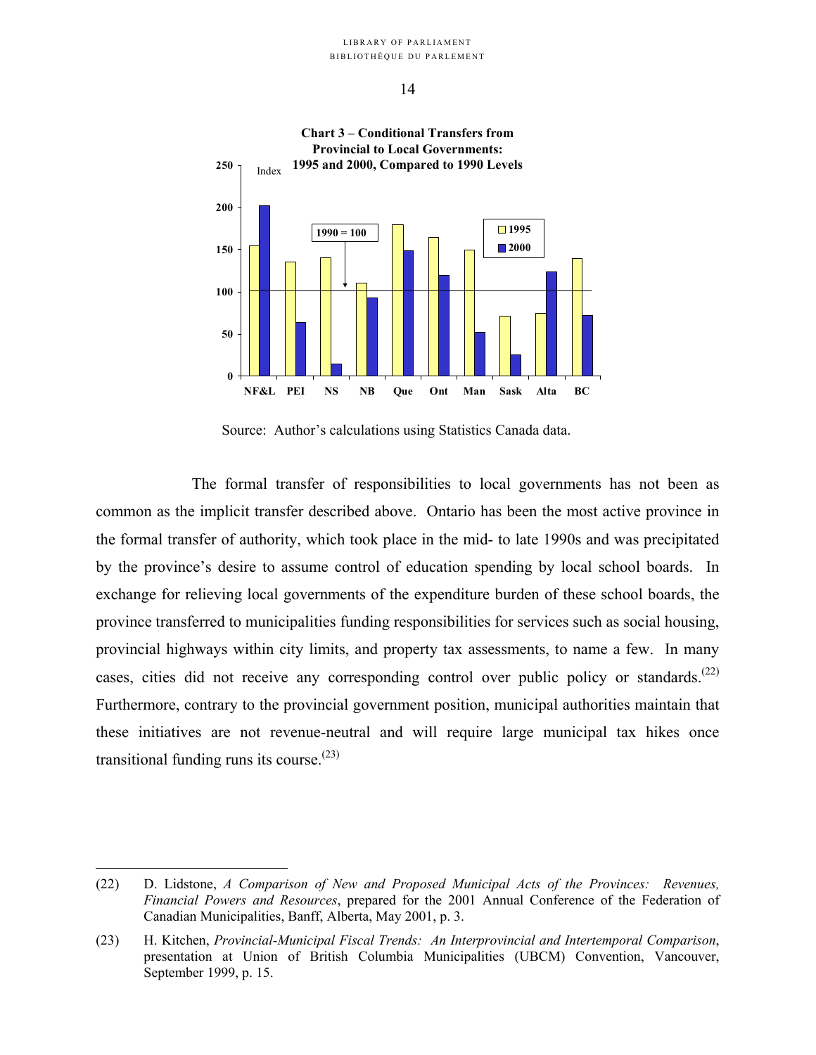**Chart 3 – Conditional Transfers from Provincial to Local Governments: 1995 and 2000, Compared to 1990 Levels**

Source: Author's calculations using Statistics Canada data.

The formal transfer of responsibilities to local governments has not been as common as the implicit transfer described above. Ontario has been the most active province in the formal transfer of authority, which took place in the mid- to late 1990s and was precipitated by the province's desire to assume control of education spending by local school boards. In exchange for relieving local governments of the expenditure burden of these school boards, the province transferred to municipalities funding responsibilities for services such as social housing, provincial highways within city limits, and property tax assessments, to name a few. In many cases, cities did not receive any corresponding control over public policy or standards.(22) Furthermore, contrary to the provincial government position, municipal authorities maintain that these initiatives are not revenue-neutral and will require large municipal tax hikes once transitional funding runs its course.(23)

---

(22) D. Lidstone, *A Comparison of New and Proposed Municipal Acts of the Provinces: Revenues, Financial Powers and Resources*, prepared for the 2001 Annual Conference of the Federation of Canadian Municipalities, Banff, Alberta, May 2001, p. 3.

(23) H. Kitchen, *Provincial-Municipal Fiscal Trends: An Interprovincial and Intertemporal Comparison*, presentation at Union of British Columbia Municipalities (UBCM) Convention, Vancouver, September 1999, p. 15.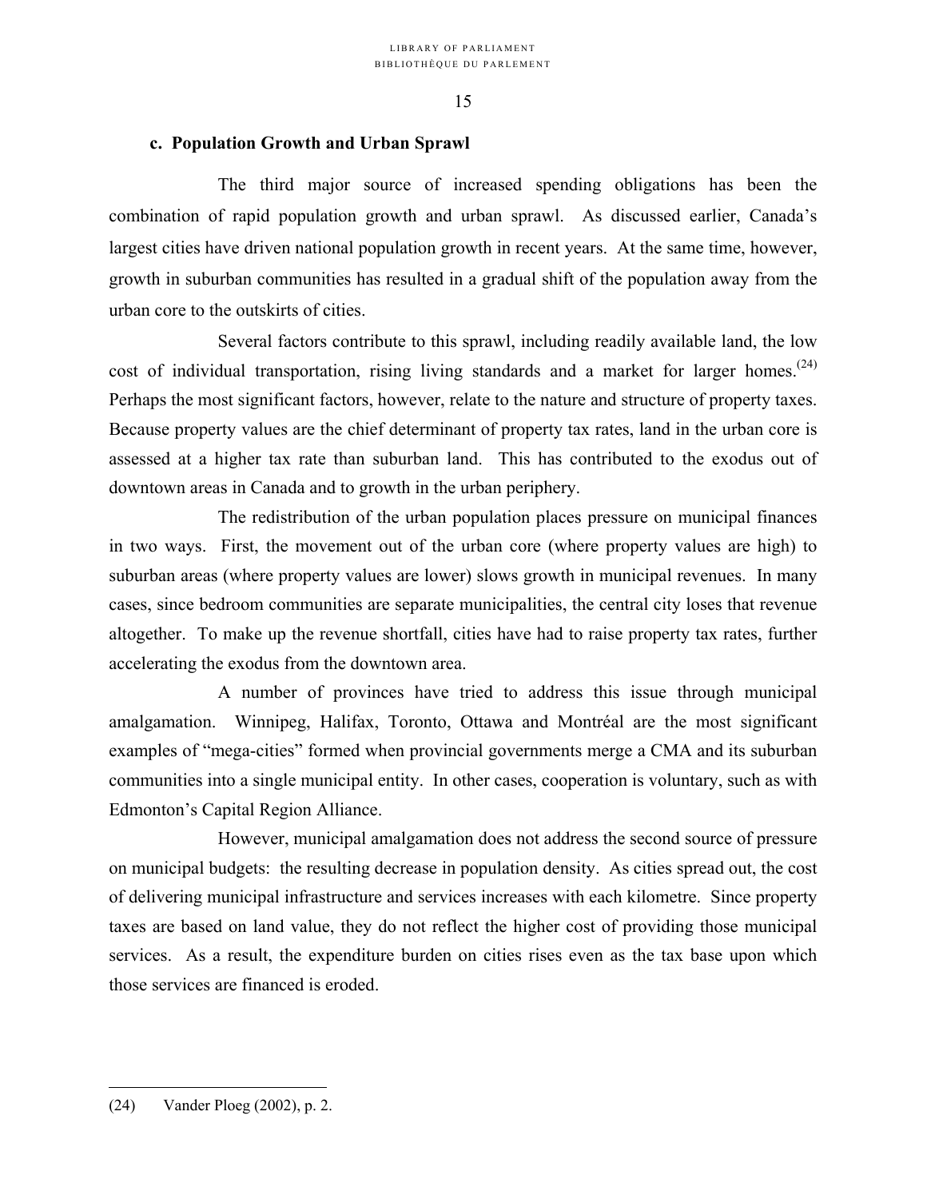### c. Population Growth and Urban Sprawl

The third major source of increased spending obligations has been the combination of rapid population growth and urban sprawl. As discussed earlier, Canada's largest cities have driven national population growth in recent years. At the same time, however, growth in suburban communities has resulted in a gradual shift of the population away from the urban core to the outskirts of cities.

Several factors contribute to this sprawl, including readily available land, the low cost of individual transportation, rising living standards and a market for larger homes.[24] Perhaps the most significant factors, however, relate to the nature and structure of property taxes. Because property values are the chief determinant of property tax rates, land in the urban core is assessed at a higher tax rate than suburban land. This has contributed to the exodus out of downtown areas in Canada and to growth in the urban periphery.

The redistribution of the urban population places pressure on municipal finances in two ways. First, the movement out of the urban core (where property values are high) to suburban areas (where property values are lower) slows growth in municipal revenues. In many cases, since bedroom communities are separate municipalities, the central city loses that revenue altogether. To make up the revenue shortfall, cities have had to raise property tax rates, further accelerating the exodus from the downtown area.

A number of provinces have tried to address this issue through municipal amalgamation. Winnipeg, Halifax, Toronto, Ottawa and Montréal are the most significant examples of "mega-cities" formed when provincial governments merge a CMA and its suburban communities into a single municipal entity. In other cases, cooperation is voluntary, such as with Edmonton's Capital Region Alliance.

However, municipal amalgamation does not address the second source of pressure on municipal budgets: the resulting decrease in population density. As cities spread out, the cost of delivering municipal infrastructure and services increases with each kilometre. Since property taxes are based on land value, they do not reflect the higher cost of providing those municipal services. As a result, the expenditure burden on cities rises even as the tax base upon which those services are financed is eroded.

---

(24) Vander Ploeg (2002), p. 2.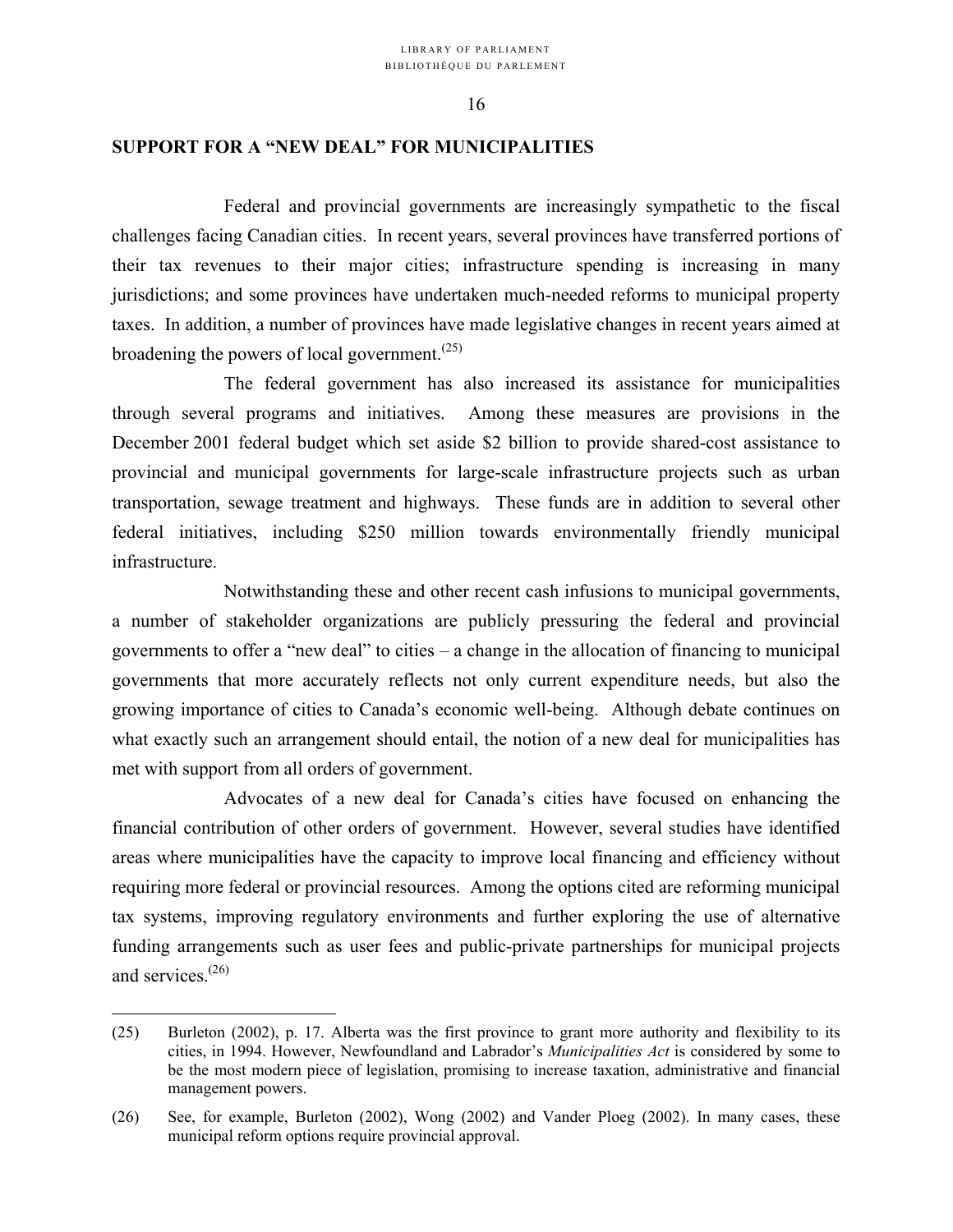## SUPPORT FOR A "NEW DEAL" FOR MUNICIPALITIES

Federal and provincial governments are increasingly sympathetic to the fiscal challenges facing Canadian cities. In recent years, several provinces have transferred portions of their tax revenues to their major cities; infrastructure spending is increasing in many jurisdictions; and some provinces have undertaken much-needed reforms to municipal property taxes. In addition, a number of provinces have made legislative changes in recent years aimed at broadening the powers of local government.[25]

The federal government has also increased its assistance for municipalities through several programs and initiatives. Among these measures are provisions in the December 2001 federal budget which set aside $2 billion to provide shared-cost assistance to provincial and municipal governments for large-scale infrastructure projects such as urban transportation, sewage treatment and highways. These funds are in addition to several other federal initiatives, including $250 million towards environmentally friendly municipal infrastructure.

Notwithstanding these and other recent cash infusions to municipal governments, a number of stakeholder organizations are publicly pressuring the federal and provincial governments to offer a "new deal" to cities – a change in the allocation of financing to municipal governments that more accurately reflects not only current expenditure needs, but also the growing importance of cities to Canada's economic well-being. Although debate continues on what exactly such an arrangement should entail, the notion of a new deal for municipalities has met with support from all orders of government.

Advocates of a new deal for Canada's cities have focused on enhancing the financial contribution of other orders of government. However, several studies have identified areas where municipalities have the capacity to improve local financing and efficiency without requiring more federal or provincial resources. Among the options cited are reforming municipal tax systems, improving regulatory environments and further exploring the use of alternative funding arrangements such as user fees and public-private partnerships for municipal projects and services.[26]

---

(25) Burleton (2002), p. 17. Alberta was the first province to grant more authority and flexibility to its cities, in 1994. However, Newfoundland and Labrador's *Municipalities Act* is considered by some to be the most modern piece of legislation, promising to increase taxation, administrative and financial management powers.

(26) See, for example, Burleton (2002), Wong (2002) and Vander Ploeg (2002). In many cases, these municipal reform options require provincial approval.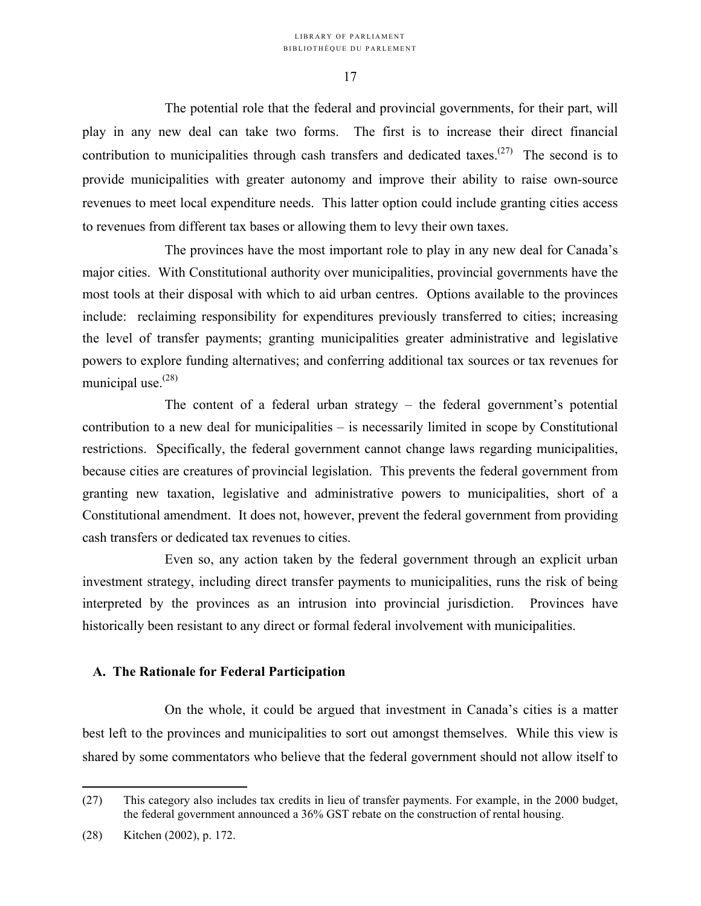The potential role that the federal and provincial governments, for their part, will play in any new deal can take two forms. The first is to increase their direct financial contribution to municipalities through cash transfers and dedicated taxes.[(27)] The second is to provide municipalities with greater autonomy and improve their ability to raise own-source revenues to meet local expenditure needs. This latter option could include granting cities access to revenues from different tax bases or allowing them to levy their own taxes.

The provinces have the most important role to play in any new deal for Canada's major cities. With Constitutional authority over municipalities, provincial governments have the most tools at their disposal with which to aid urban centres. Options available to the provinces include: reclaiming responsibility for expenditures previously transferred to cities; increasing the level of transfer payments; granting municipalities greater administrative and legislative powers to explore funding alternatives; and conferring additional tax sources or tax revenues for municipal use.[(28)]

The content of a federal urban strategy – the federal government's potential contribution to a new deal for municipalities – is necessarily limited in scope by Constitutional restrictions. Specifically, the federal government cannot change laws regarding municipalities, because cities are creatures of provincial legislation. This prevents the federal government from granting new taxation, legislative and administrative powers to municipalities, short of a Constitutional amendment. It does not, however, prevent the federal government from providing cash transfers or dedicated tax revenues to cities.

Even so, any action taken by the federal government through an explicit urban investment strategy, including direct transfer payments to municipalities, runs the risk of being interpreted by the provinces as an intrusion into provincial jurisdiction. Provinces have historically been resistant to any direct or formal federal involvement with municipalities.

## A. The Rationale for Federal Participation

On the whole, it could be argued that investment in Canada's cities is a matter best left to the provinces and municipalities to sort out amongst themselves. While this view is shared by some commentators who believe that the federal government should not allow itself to

---

(27) This category also includes tax credits in lieu of transfer payments. For example, in the 2000 budget, the federal government announced a 36% GST rebate on the construction of rental housing.

(28) Kitchen (2002), p. 172.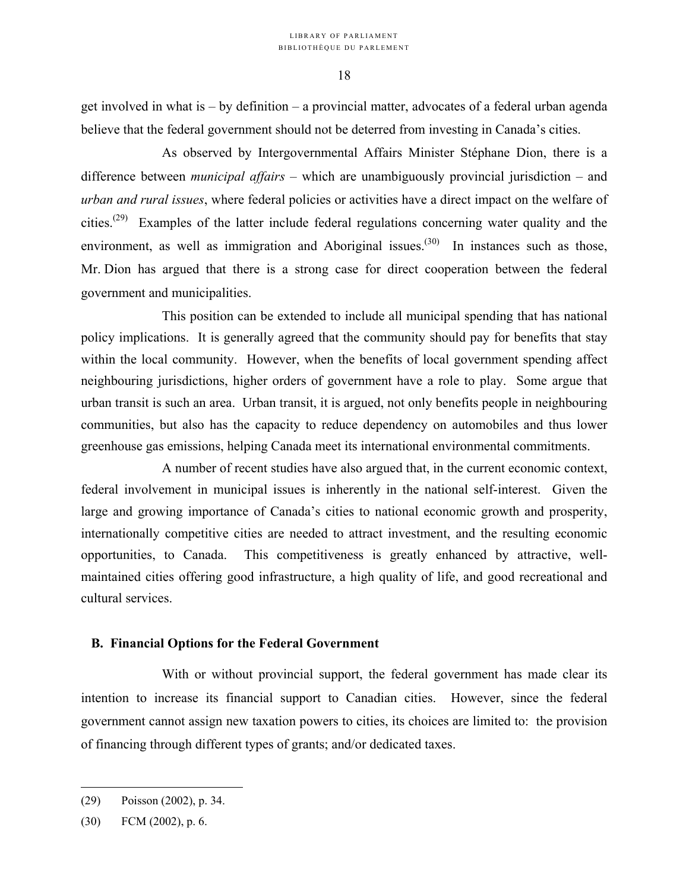get involved in what is – by definition – a provincial matter, advocates of a federal urban agenda believe that the federal government should not be deterred from investing in Canada's cities.

As observed by Intergovernmental Affairs Minister Stéphane Dion, there is a difference between *municipal affairs* – which are unambiguously provincial jurisdiction – and *urban and rural issues*, where federal policies or activities have a direct impact on the welfare of cities.[29] Examples of the latter include federal regulations concerning water quality and the environment, as well as immigration and Aboriginal issues.[30] In instances such as those, Mr. Dion has argued that there is a strong case for direct cooperation between the federal government and municipalities.

This position can be extended to include all municipal spending that has national policy implications. It is generally agreed that the community should pay for benefits that stay within the local community. However, when the benefits of local government spending affect neighbouring jurisdictions, higher orders of government have a role to play. Some argue that urban transit is such an area. Urban transit, it is argued, not only benefits people in neighbouring communities, but also has the capacity to reduce dependency on automobiles and thus lower greenhouse gas emissions, helping Canada meet its international environmental commitments.

A number of recent studies have also argued that, in the current economic context, federal involvement in municipal issues is inherently in the national self-interest. Given the large and growing importance of Canada's cities to national economic growth and prosperity, internationally competitive cities are needed to attract investment, and the resulting economic opportunities, to Canada. This competitiveness is greatly enhanced by attractive, well-maintained cities offering good infrastructure, a high quality of life, and good recreational and cultural services.

## B. Financial Options for the Federal Government

With or without provincial support, the federal government has made clear its intention to increase its financial support to Canadian cities. However, since the federal government cannot assign new taxation powers to cities, its choices are limited to: the provision of financing through different types of grants; and/or dedicated taxes.

---

(29) Poisson (2002), p. 34.

(30) FCM (2002), p. 6.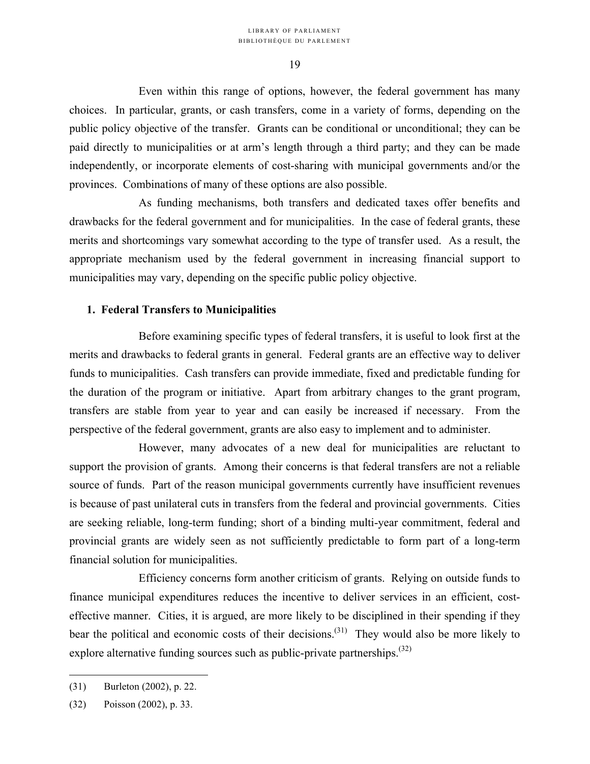Even within this range of options, however, the federal government has many choices. In particular, grants, or cash transfers, come in a variety of forms, depending on the public policy objective of the transfer. Grants can be conditional or unconditional; they can be paid directly to municipalities or at arm's length through a third party; and they can be made independently, or incorporate elements of cost-sharing with municipal governments and/or the provinces. Combinations of many of these options are also possible.

As funding mechanisms, both transfers and dedicated taxes offer benefits and drawbacks for the federal government and for municipalities. In the case of federal grants, these merits and shortcomings vary somewhat according to the type of transfer used. As a result, the appropriate mechanism used by the federal government in increasing financial support to municipalities may vary, depending on the specific public policy objective.

### 1. Federal Transfers to Municipalities

Before examining specific types of federal transfers, it is useful to look first at the merits and drawbacks to federal grants in general. Federal grants are an effective way to deliver funds to municipalities. Cash transfers can provide immediate, fixed and predictable funding for the duration of the program or initiative. Apart from arbitrary changes to the grant program, transfers are stable from year to year and can easily be increased if necessary. From the perspective of the federal government, grants are also easy to implement and to administer.

However, many advocates of a new deal for municipalities are reluctant to support the provision of grants. Among their concerns is that federal transfers are not a reliable source of funds. Part of the reason municipal governments currently have insufficient revenues is because of past unilateral cuts in transfers from the federal and provincial governments. Cities are seeking reliable, long-term funding; short of a binding multi-year commitment, federal and provincial grants are widely seen as not sufficiently predictable to form part of a long-term financial solution for municipalities.

Efficiency concerns form another criticism of grants. Relying on outside funds to finance municipal expenditures reduces the incentive to deliver services in an efficient, cost-effective manner. Cities, it is argued, are more likely to be disciplined in their spending if they bear the political and economic costs of their decisions.[31] They would also be more likely to explore alternative funding sources such as public-private partnerships.[32]

---

(31) Burleton (2002), p. 22.

(32) Poisson (2002), p. 33.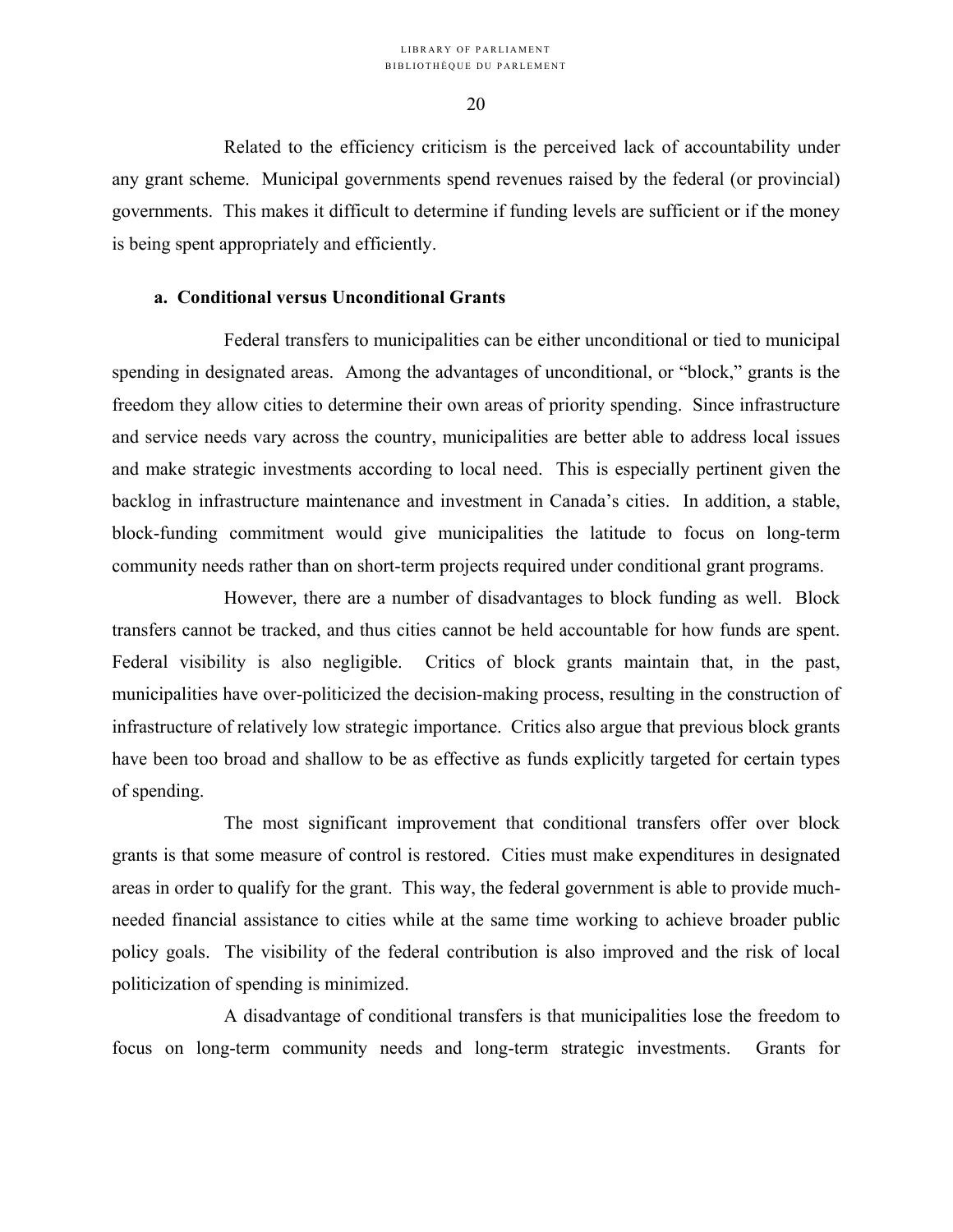Related to the efficiency criticism is the perceived lack of accountability under any grant scheme. Municipal governments spend revenues raised by the federal (or provincial) governments. This makes it difficult to determine if funding levels are sufficient or if the money is being spent appropriately and efficiently.

### a. Conditional versus Unconditional Grants

Federal transfers to municipalities can be either unconditional or tied to municipal spending in designated areas. Among the advantages of unconditional, or "block," grants is the freedom they allow cities to determine their own areas of priority spending. Since infrastructure and service needs vary across the country, municipalities are better able to address local issues and make strategic investments according to local need. This is especially pertinent given the backlog in infrastructure maintenance and investment in Canada's cities. In addition, a stable, block-funding commitment would give municipalities the latitude to focus on long-term community needs rather than on short-term projects required under conditional grant programs.

However, there are a number of disadvantages to block funding as well. Block transfers cannot be tracked, and thus cities cannot be held accountable for how funds are spent. Federal visibility is also negligible. Critics of block grants maintain that, in the past, municipalities have over-politicized the decision-making process, resulting in the construction of infrastructure of relatively low strategic importance. Critics also argue that previous block grants have been too broad and shallow to be as effective as funds explicitly targeted for certain types of spending.

The most significant improvement that conditional transfers offer over block grants is that some measure of control is restored. Cities must make expenditures in designated areas in order to qualify for the grant. This way, the federal government is able to provide much-needed financial assistance to cities while at the same time working to achieve broader public policy goals. The visibility of the federal contribution is also improved and the risk of local politicization of spending is minimized.

A disadvantage of conditional transfers is that municipalities lose the freedom to focus on long-term community needs and long-term strategic investments. Grants for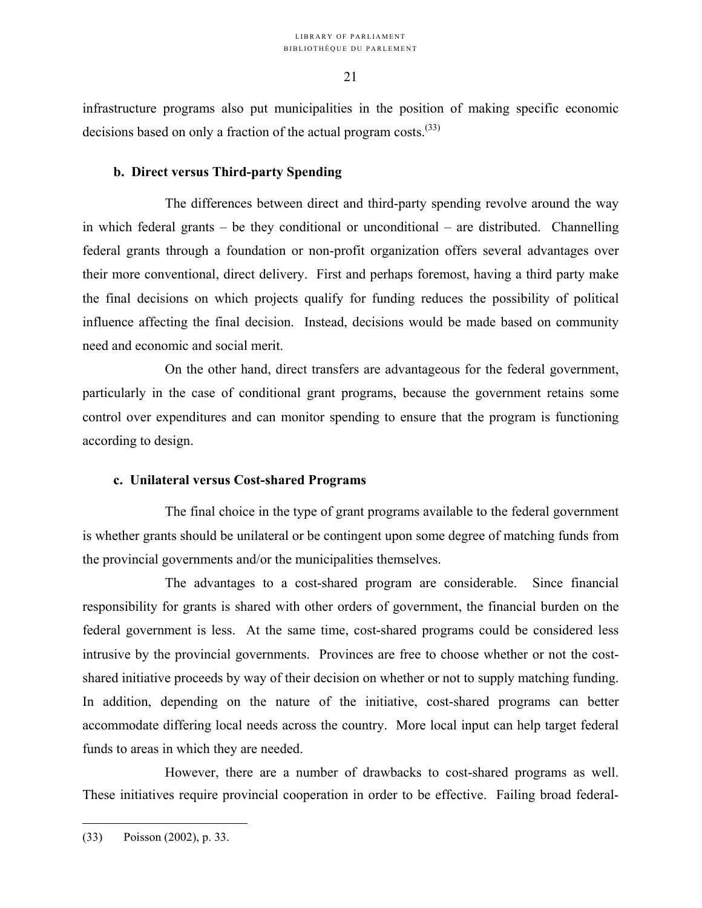infrastructure programs also put municipalities in the position of making specific economic decisions based on only a fraction of the actual program costs.[33]

### b. Direct versus Third-party Spending

The differences between direct and third-party spending revolve around the way in which federal grants – be they conditional or unconditional – are distributed. Channelling federal grants through a foundation or non-profit organization offers several advantages over their more conventional, direct delivery. First and perhaps foremost, having a third party make the final decisions on which projects qualify for funding reduces the possibility of political influence affecting the final decision. Instead, decisions would be made based on community need and economic and social merit.

On the other hand, direct transfers are advantageous for the federal government, particularly in the case of conditional grant programs, because the government retains some control over expenditures and can monitor spending to ensure that the program is functioning according to design.

### c. Unilateral versus Cost-shared Programs

The final choice in the type of grant programs available to the federal government is whether grants should be unilateral or be contingent upon some degree of matching funds from the provincial governments and/or the municipalities themselves.

The advantages to a cost-shared program are considerable. Since financial responsibility for grants is shared with other orders of government, the financial burden on the federal government is less. At the same time, cost-shared programs could be considered less intrusive by the provincial governments. Provinces are free to choose whether or not the cost-shared initiative proceeds by way of their decision on whether or not to supply matching funding. In addition, depending on the nature of the initiative, cost-shared programs can better accommodate differing local needs across the country. More local input can help target federal funds to areas in which they are needed.

However, there are a number of drawbacks to cost-shared programs as well. These initiatives require provincial cooperation in order to be effective. Failing broad federal-

---

(33) Poisson (2002), p. 33.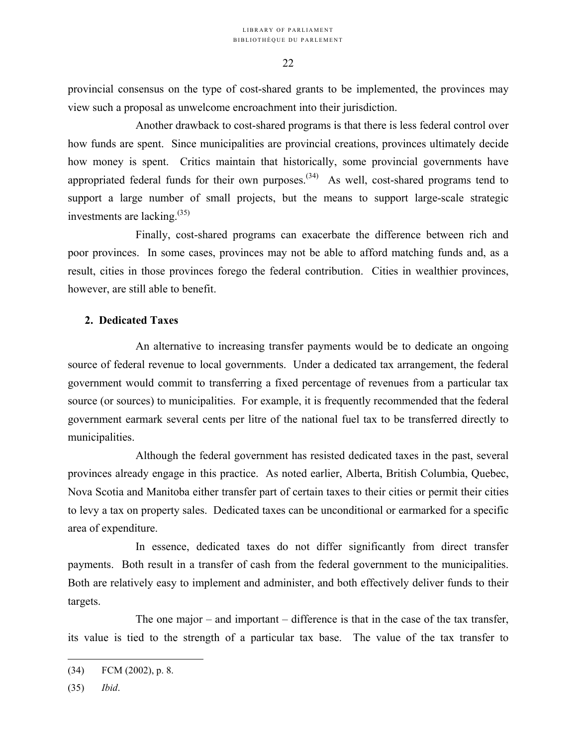provincial consensus on the type of cost-shared grants to be implemented, the provinces may view such a proposal as unwelcome encroachment into their jurisdiction.

Another drawback to cost-shared programs is that there is less federal control over how funds are spent. Since municipalities are provincial creations, provinces ultimately decide how money is spent. Critics maintain that historically, some provincial governments have appropriated federal funds for their own purposes.[34] As well, cost-shared programs tend to support a large number of small projects, but the means to support large-scale strategic investments are lacking.[35]

Finally, cost-shared programs can exacerbate the difference between rich and poor provinces. In some cases, provinces may not be able to afford matching funds and, as a result, cities in those provinces forego the federal contribution. Cities in wealthier provinces, however, are still able to benefit.

### 2. Dedicated Taxes

An alternative to increasing transfer payments would be to dedicate an ongoing source of federal revenue to local governments. Under a dedicated tax arrangement, the federal government would commit to transferring a fixed percentage of revenues from a particular tax source (or sources) to municipalities. For example, it is frequently recommended that the federal government earmark several cents per litre of the national fuel tax to be transferred directly to municipalities.

Although the federal government has resisted dedicated taxes in the past, several provinces already engage in this practice. As noted earlier, Alberta, British Columbia, Quebec, Nova Scotia and Manitoba either transfer part of certain taxes to their cities or permit their cities to levy a tax on property sales. Dedicated taxes can be unconditional or earmarked for a specific area of expenditure.

In essence, dedicated taxes do not differ significantly from direct transfer payments. Both result in a transfer of cash from the federal government to the municipalities. Both are relatively easy to implement and administer, and both effectively deliver funds to their targets.

The one major – and important – difference is that in the case of the tax transfer, its value is tied to the strength of a particular tax base. The value of the tax transfer to

---

(34) FCM (2002), p. 8.

(35) *Ibid*.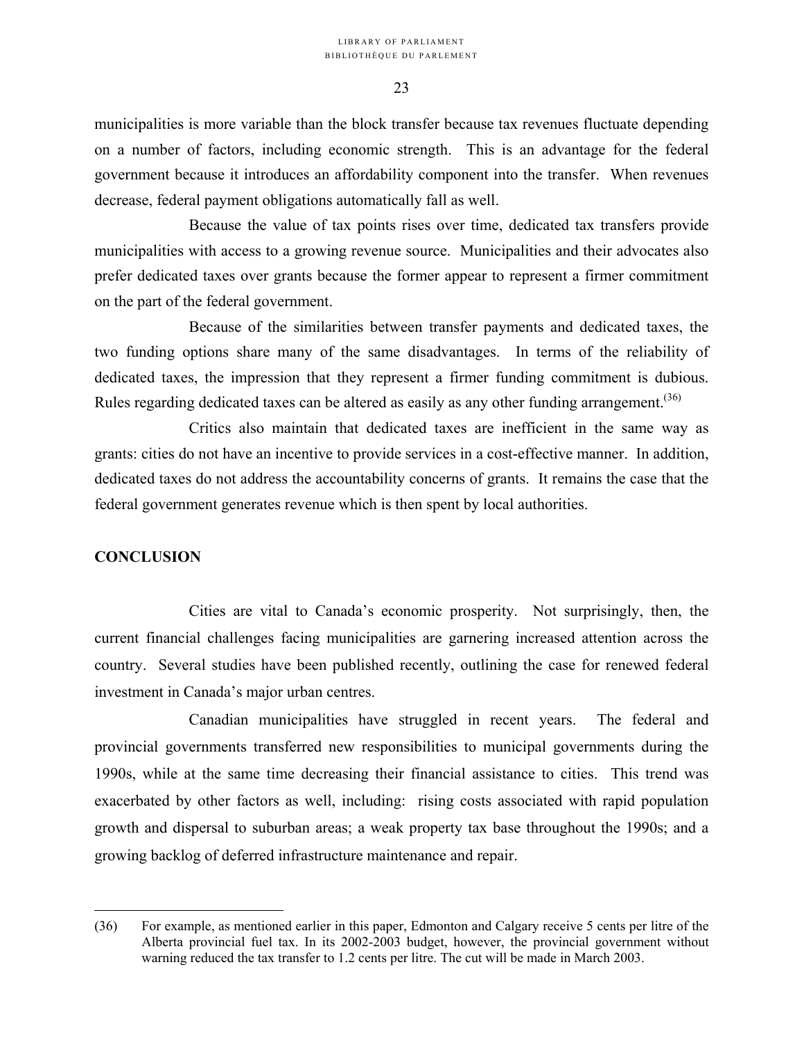municipalities is more variable than the block transfer because tax revenues fluctuate depending on a number of factors, including economic strength. This is an advantage for the federal government because it introduces an affordability component into the transfer. When revenues decrease, federal payment obligations automatically fall as well.

Because the value of tax points rises over time, dedicated tax transfers provide municipalities with access to a growing revenue source. Municipalities and their advocates also prefer dedicated taxes over grants because the former appear to represent a firmer commitment on the part of the federal government.

Because of the similarities between transfer payments and dedicated taxes, the two funding options share many of the same disadvantages. In terms of the reliability of dedicated taxes, the impression that they represent a firmer funding commitment is dubious. Rules regarding dedicated taxes can be altered as easily as any other funding arrangement.[36]

Critics also maintain that dedicated taxes are inefficient in the same way as grants: cities do not have an incentive to provide services in a cost-effective manner. In addition, dedicated taxes do not address the accountability concerns of grants. It remains the case that the federal government generates revenue which is then spent by local authorities.

## CONCLUSION

Cities are vital to Canada's economic prosperity. Not surprisingly, then, the current financial challenges facing municipalities are garnering increased attention across the country. Several studies have been published recently, outlining the case for renewed federal investment in Canada's major urban centres.

Canadian municipalities have struggled in recent years. The federal and provincial governments transferred new responsibilities to municipal governments during the 1990s, while at the same time decreasing their financial assistance to cities. This trend was exacerbated by other factors as well, including: rising costs associated with rapid population growth and dispersal to suburban areas; a weak property tax base throughout the 1990s; and a growing backlog of deferred infrastructure maintenance and repair.

---

(36) For example, as mentioned earlier in this paper, Edmonton and Calgary receive 5 cents per litre of the Alberta provincial fuel tax. In its 2002-2003 budget, however, the provincial government without warning reduced the tax transfer to 1.2 cents per litre. The cut will be made in March 2003.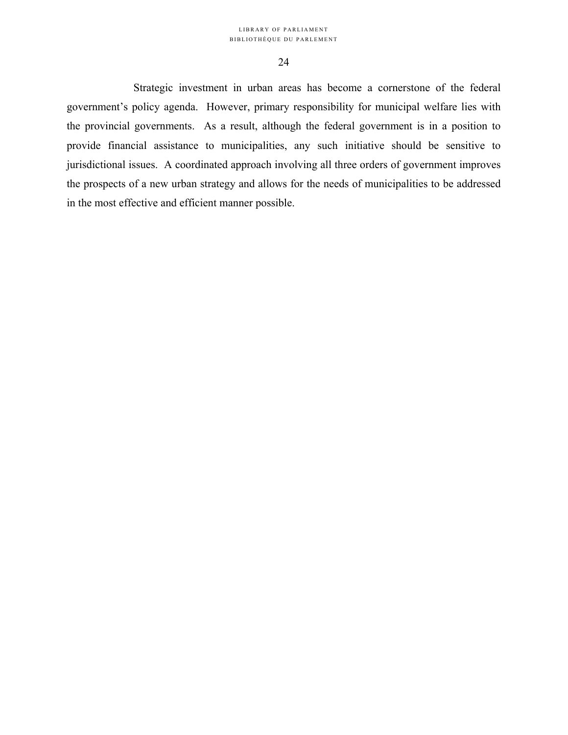Strategic investment in urban areas has become a cornerstone of the federal government's policy agenda. However, primary responsibility for municipal welfare lies with the provincial governments. As a result, although the federal government is in a position to provide financial assistance to municipalities, any such initiative should be sensitive to jurisdictional issues. A coordinated approach involving all three orders of government improves the prospects of a new urban strategy and allows for the needs of municipalities to be addressed in the most effective and efficient manner possible.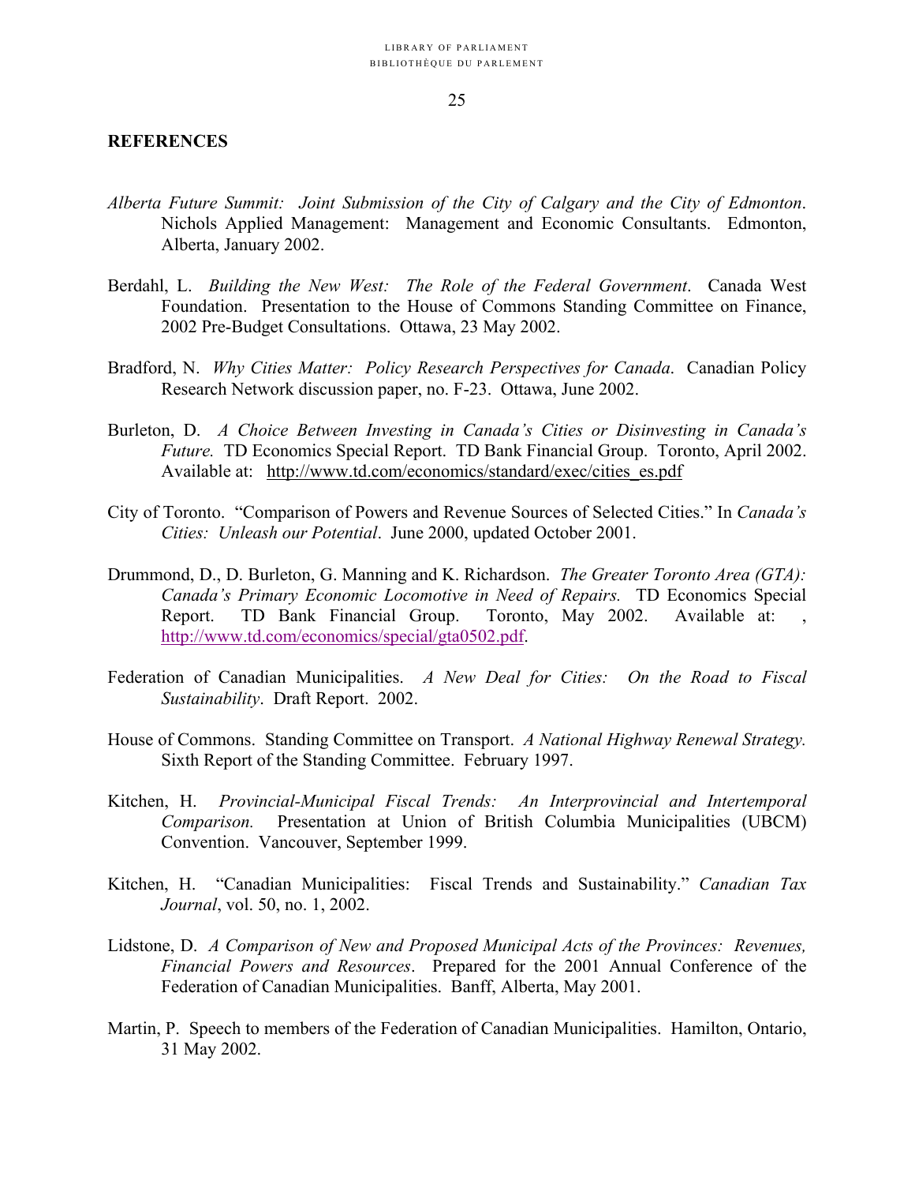## REFERENCES

*Alberta Future Summit: Joint Submission of the City of Calgary and the City of Edmonton*. Nichols Applied Management: Management and Economic Consultants. Edmonton, Alberta, January 2002.

Berdahl, L. *Building the New West: The Role of the Federal Government*. Canada West Foundation. Presentation to the House of Commons Standing Committee on Finance, 2002 Pre-Budget Consultations. Ottawa, 23 May 2002.

Bradford, N. *Why Cities Matter: Policy Research Perspectives for Canada*. Canadian Policy Research Network discussion paper, no. F-23. Ottawa, June 2002.

Burleton, D. *A Choice Between Investing in Canada's Cities or Disinvesting in Canada's Future.* TD Economics Special Report. TD Bank Financial Group. Toronto, April 2002. Available at: http://www.td.com/economics/standard/exec/cities_es.pdf

City of Toronto. "Comparison of Powers and Revenue Sources of Selected Cities." In *Canada's Cities: Unleash our Potential*. June 2000, updated October 2001.

Drummond, D., D. Burleton, G. Manning and K. Richardson. *The Greater Toronto Area (GTA): Canada's Primary Economic Locomotive in Need of Repairs.* TD Economics Special Report. TD Bank Financial Group. Toronto, May 2002. Available at: , http://www.td.com/economics/special/gta0502.pdf.

Federation of Canadian Municipalities. *A New Deal for Cities: On the Road to Fiscal Sustainability*. Draft Report. 2002.

House of Commons. Standing Committee on Transport. *A National Highway Renewal Strategy.* Sixth Report of the Standing Committee. February 1997.

Kitchen, H. *Provincial-Municipal Fiscal Trends: An Interprovincial and Intertemporal Comparison.* Presentation at Union of British Columbia Municipalities (UBCM) Convention. Vancouver, September 1999.

Kitchen, H. "Canadian Municipalities: Fiscal Trends and Sustainability." *Canadian Tax Journal*, vol. 50, no. 1, 2002.

Lidstone, D. *A Comparison of New and Proposed Municipal Acts of the Provinces: Revenues, Financial Powers and Resources*. Prepared for the 2001 Annual Conference of the Federation of Canadian Municipalities. Banff, Alberta, May 2001.

Martin, P. Speech to members of the Federation of Canadian Municipalities. Hamilton, Ontario, 31 May 2002.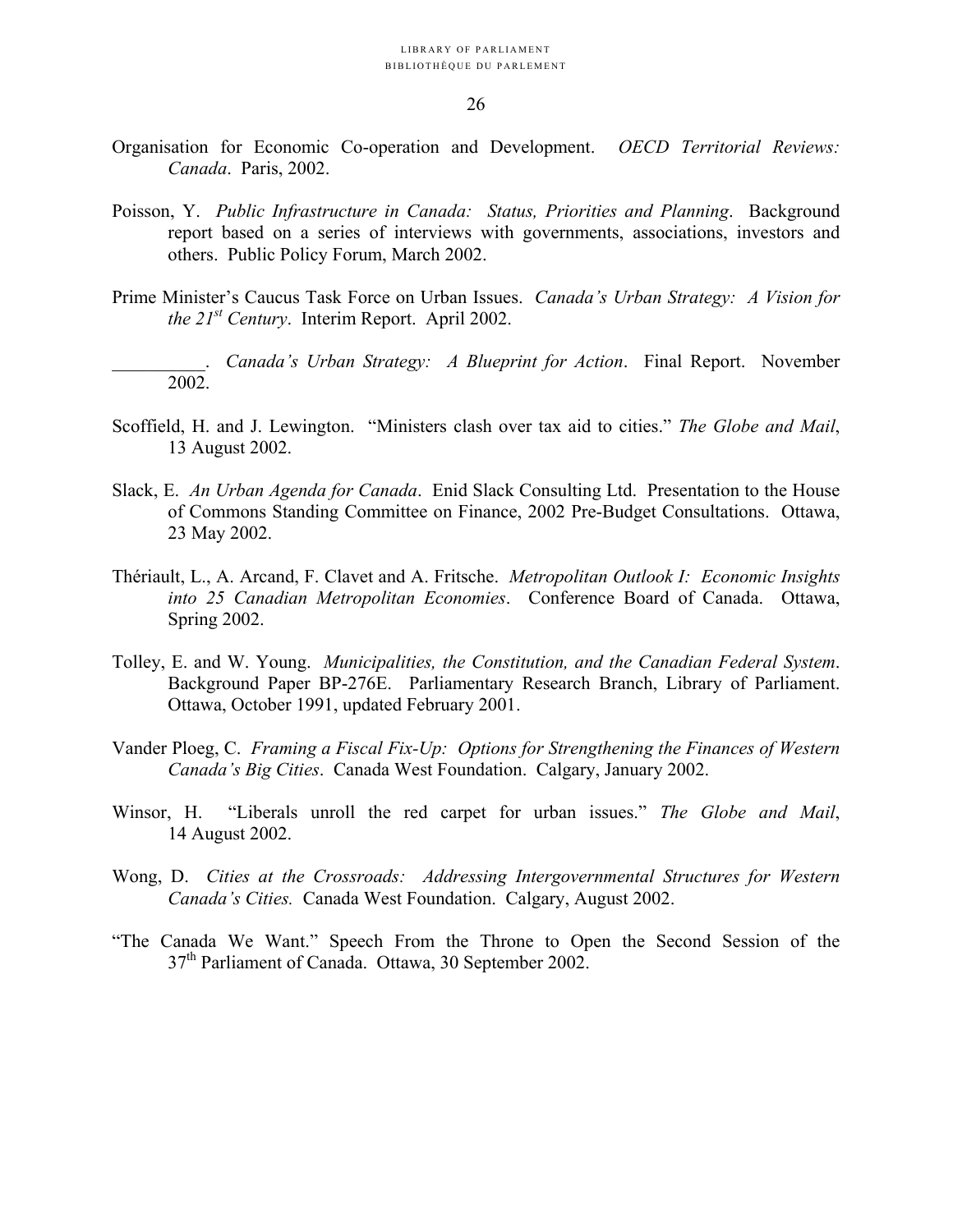Organisation for Economic Co-operation and Development. *OECD Territorial Reviews: Canada*. Paris, 2002.

Poisson, Y. *Public Infrastructure in Canada: Status, Priorities and Planning*. Background report based on a series of interviews with governments, associations, investors and others. Public Policy Forum, March 2002.

Prime Minister's Caucus Task Force on Urban Issues. *Canada's Urban Strategy: A Vision for the 21st Century*. Interim Report. April 2002.

__________. *Canada's Urban Strategy: A Blueprint for Action*. Final Report. November 2002.

Scoffield, H. and J. Lewington. "Ministers clash over tax aid to cities." *The Globe and Mail*, 13 August 2002.

Slack, E. *An Urban Agenda for Canada*. Enid Slack Consulting Ltd. Presentation to the House of Commons Standing Committee on Finance, 2002 Pre-Budget Consultations. Ottawa, 23 May 2002.

Thériault, L., A. Arcand, F. Clavet and A. Fritsche. *Metropolitan Outlook I: Economic Insights into 25 Canadian Metropolitan Economies*. Conference Board of Canada. Ottawa, Spring 2002.

Tolley, E. and W. Young. *Municipalities, the Constitution, and the Canadian Federal System*. Background Paper BP-276E. Parliamentary Research Branch, Library of Parliament. Ottawa, October 1991, updated February 2001.

Vander Ploeg, C. *Framing a Fiscal Fix-Up: Options for Strengthening the Finances of Western Canada's Big Cities*. Canada West Foundation. Calgary, January 2002.

Winsor, H. "Liberals unroll the red carpet for urban issues." *The Globe and Mail*, 14 August 2002.

Wong, D. *Cities at the Crossroads: Addressing Intergovernmental Structures for Western Canada's Cities.* Canada West Foundation. Calgary, August 2002.

"The Canada We Want." Speech From the Throne to Open the Second Session of the 37th Parliament of Canada. Ottawa, 30 September 2002.